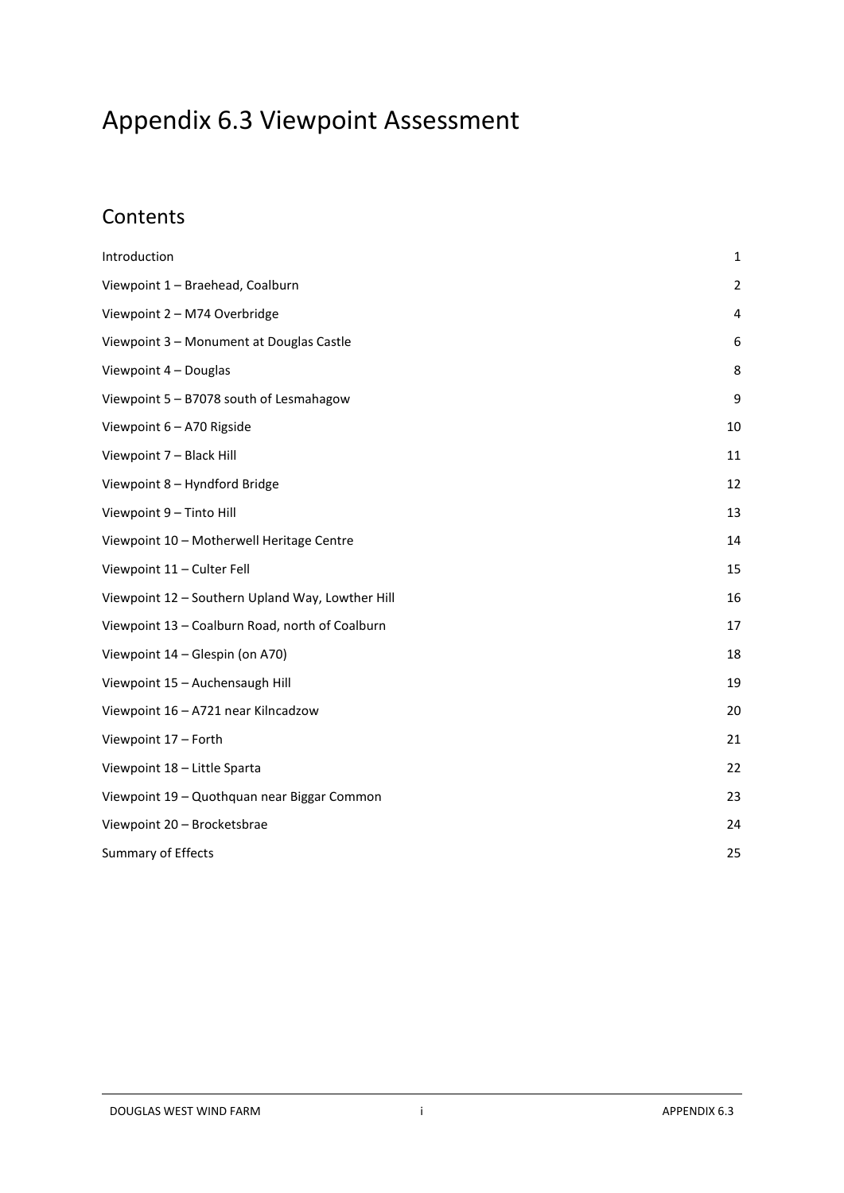# Appendix 6.3 Viewpoint Assessment

## Contents

| | |
|---|---|
| Introduction | 1 |
| Viewpoint 1 – Braehead, Coalburn | 2 |
| Viewpoint 2 – M74 Overbridge | 4 |
| Viewpoint 3 – Monument at Douglas Castle | 6 |
| Viewpoint 4 – Douglas | 8 |
| Viewpoint 5 – B7078 south of Lesmahagow | 9 |
| Viewpoint 6 – A70 Rigside | 10 |
| Viewpoint 7 – Black Hill | 11 |
| Viewpoint 8 – Hyndford Bridge | 12 |
| Viewpoint 9 – Tinto Hill | 13 |
| Viewpoint 10 – Motherwell Heritage Centre | 14 |
| Viewpoint 11 – Culter Fell | 15 |
| Viewpoint 12 – Southern Upland Way, Lowther Hill | 16 |
| Viewpoint 13 – Coalburn Road, north of Coalburn | 17 |
| Viewpoint 14 – Glespin (on A70) | 18 |
| Viewpoint 15 – Auchensaugh Hill | 19 |
| Viewpoint 16 – A721 near Kilncadzow | 20 |
| Viewpoint 17 – Forth | 21 |
| Viewpoint 18 – Little Sparta | 22 |
| Viewpoint 19 – Quothquan near Biggar Common | 23 |
| Viewpoint 20 – Brocketsbrae | 24 |
| Summary of Effects | 25 |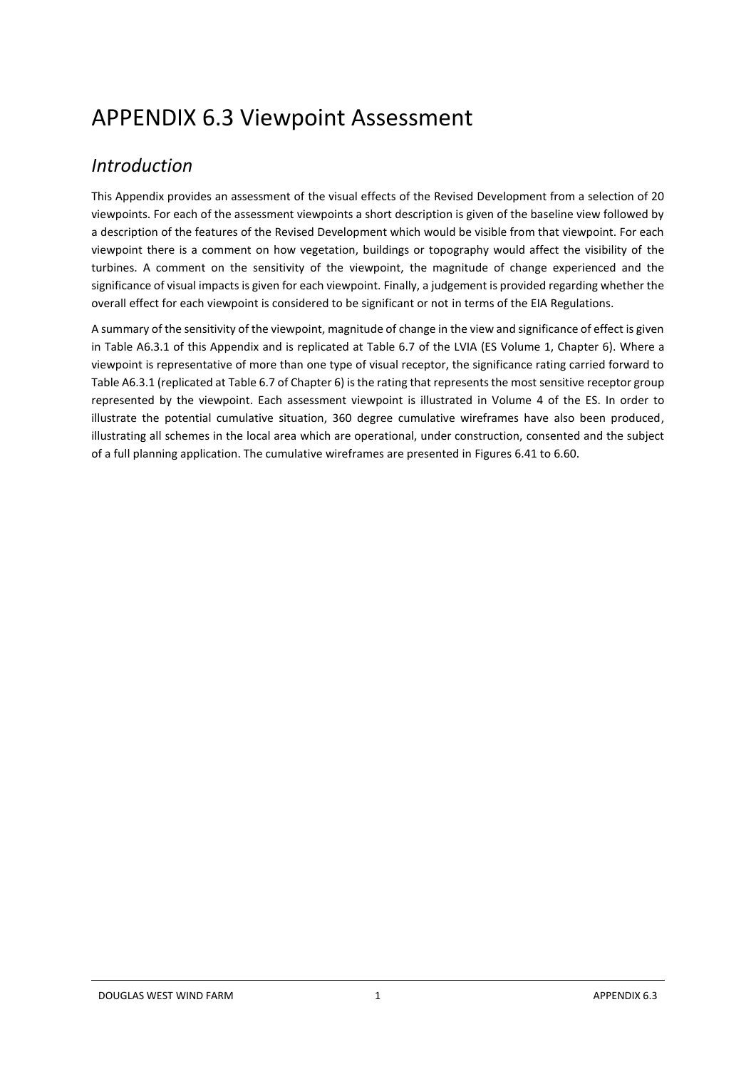# APPENDIX 6.3 Viewpoint Assessment

## *Introduction*

This Appendix provides an assessment of the visual effects of the Revised Development from a selection of 20 viewpoints. For each of the assessment viewpoints a short description is given of the baseline view followed by a description of the features of the Revised Development which would be visible from that viewpoint. For each viewpoint there is a comment on how vegetation, buildings or topography would affect the visibility of the turbines. A comment on the sensitivity of the viewpoint, the magnitude of change experienced and the significance of visual impacts is given for each viewpoint. Finally, a judgement is provided regarding whether the overall effect for each viewpoint is considered to be significant or not in terms of the EIA Regulations.

A summary of the sensitivity of the viewpoint, magnitude of change in the view and significance of effect is given in Table A6.3.1 of this Appendix and is replicated at Table 6.7 of the LVIA (ES Volume 1, Chapter 6). Where a viewpoint is representative of more than one type of visual receptor, the significance rating carried forward to Table A6.3.1 (replicated at Table 6.7 of Chapter 6) is the rating that represents the most sensitive receptor group represented by the viewpoint. Each assessment viewpoint is illustrated in Volume 4 of the ES. In order to illustrate the potential cumulative situation, 360 degree cumulative wireframes have also been produced, illustrating all schemes in the local area which are operational, under construction, consented and the subject of a full planning application. The cumulative wireframes are presented in Figures 6.41 to 6.60.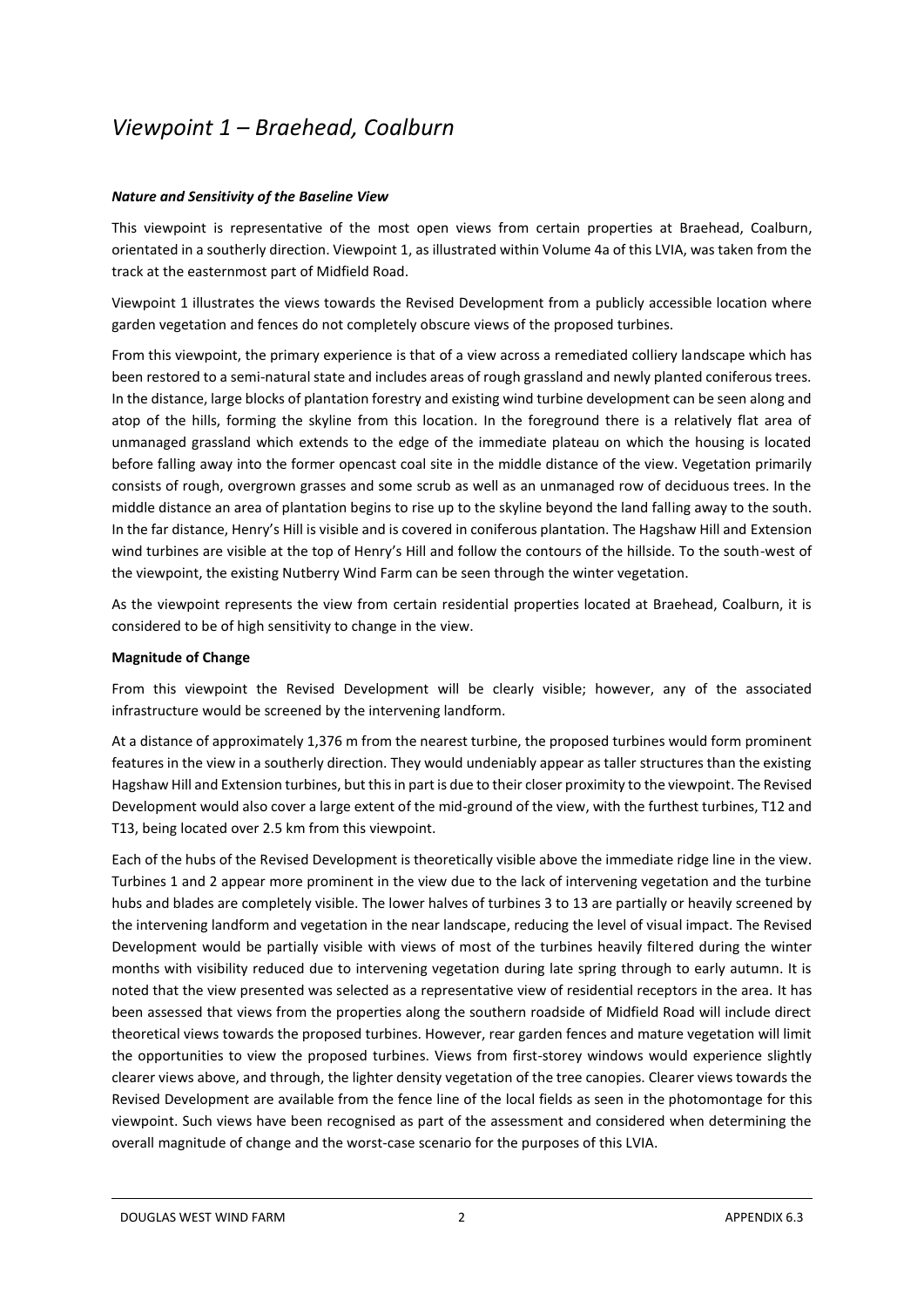# *Viewpoint 1 – Braehead, Coalburn*

***Nature and Sensitivity of the Baseline View***

This viewpoint is representative of the most open views from certain properties at Braehead, Coalburn, orientated in a southerly direction. Viewpoint 1, as illustrated within Volume 4a of this LVIA, was taken from the track at the easternmost part of Midfield Road.

Viewpoint 1 illustrates the views towards the Revised Development from a publicly accessible location where garden vegetation and fences do not completely obscure views of the proposed turbines.

From this viewpoint, the primary experience is that of a view across a remediated colliery landscape which has been restored to a semi-natural state and includes areas of rough grassland and newly planted coniferous trees. In the distance, large blocks of plantation forestry and existing wind turbine development can be seen along and atop of the hills, forming the skyline from this location. In the foreground there is a relatively flat area of unmanaged grassland which extends to the edge of the immediate plateau on which the housing is located before falling away into the former opencast coal site in the middle distance of the view. Vegetation primarily consists of rough, overgrown grasses and some scrub as well as an unmanaged row of deciduous trees. In the middle distance an area of plantation begins to rise up to the skyline beyond the land falling away to the south. In the far distance, Henry's Hill is visible and is covered in coniferous plantation. The Hagshaw Hill and Extension wind turbines are visible at the top of Henry's Hill and follow the contours of the hillside. To the south-west of the viewpoint, the existing Nutberry Wind Farm can be seen through the winter vegetation.

As the viewpoint represents the view from certain residential properties located at Braehead, Coalburn, it is considered to be of high sensitivity to change in the view.

**Magnitude of Change**

From this viewpoint the Revised Development will be clearly visible; however, any of the associated infrastructure would be screened by the intervening landform.

At a distance of approximately 1,376 m from the nearest turbine, the proposed turbines would form prominent features in the view in a southerly direction. They would undeniably appear as taller structures than the existing Hagshaw Hill and Extension turbines, but this in part is due to their closer proximity to the viewpoint. The Revised Development would also cover a large extent of the mid-ground of the view, with the furthest turbines, T12 and T13, being located over 2.5 km from this viewpoint.

Each of the hubs of the Revised Development is theoretically visible above the immediate ridge line in the view. Turbines 1 and 2 appear more prominent in the view due to the lack of intervening vegetation and the turbine hubs and blades are completely visible. The lower halves of turbines 3 to 13 are partially or heavily screened by the intervening landform and vegetation in the near landscape, reducing the level of visual impact. The Revised Development would be partially visible with views of most of the turbines heavily filtered during the winter months with visibility reduced due to intervening vegetation during late spring through to early autumn. It is noted that the view presented was selected as a representative view of residential receptors in the area. It has been assessed that views from the properties along the southern roadside of Midfield Road will include direct theoretical views towards the proposed turbines. However, rear garden fences and mature vegetation will limit the opportunities to view the proposed turbines. Views from first-storey windows would experience slightly clearer views above, and through, the lighter density vegetation of the tree canopies. Clearer views towards the Revised Development are available from the fence line of the local fields as seen in the photomontage for this viewpoint. Such views have been recognised as part of the assessment and considered when determining the overall magnitude of change and the worst-case scenario for the purposes of this LVIA.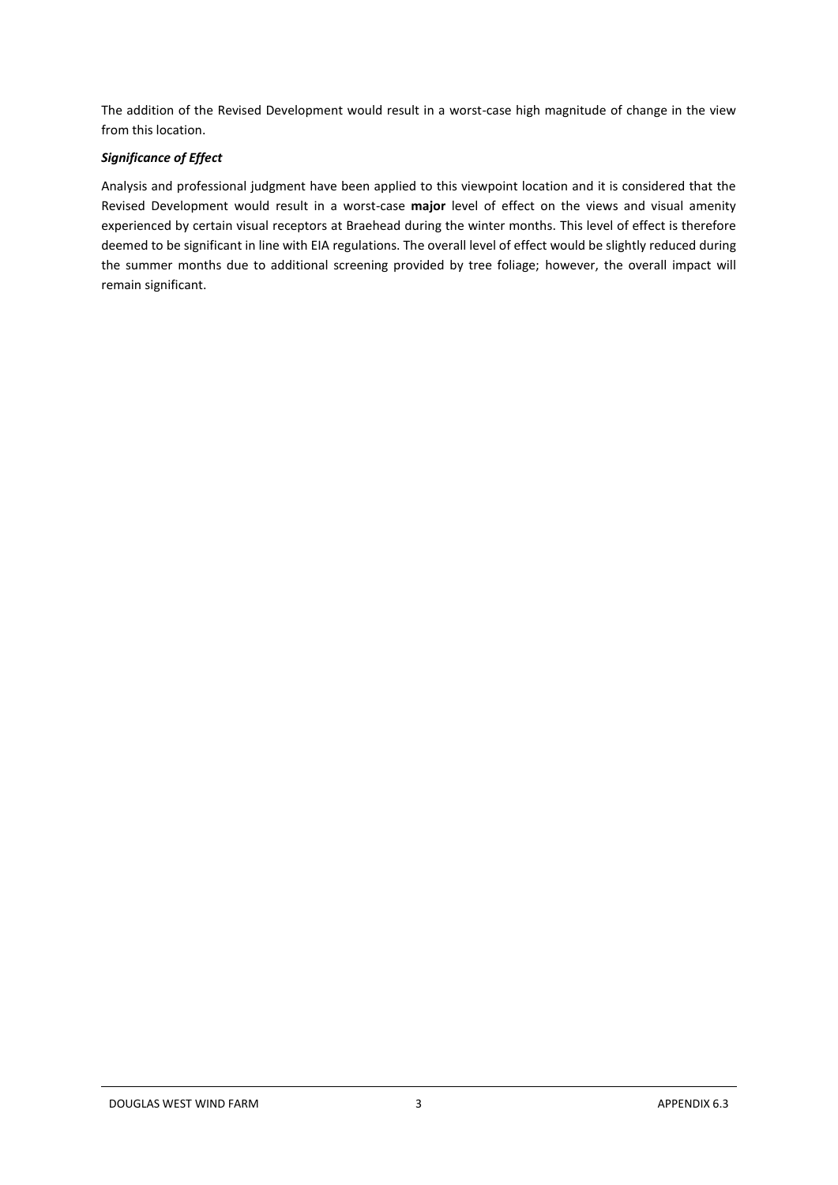The addition of the Revised Development would result in a worst-case high magnitude of change in the view from this location.

***Significance of Effect***

Analysis and professional judgment have been applied to this viewpoint location and it is considered that the Revised Development would result in a worst-case **major** level of effect on the views and visual amenity experienced by certain visual receptors at Braehead during the winter months. This level of effect is therefore deemed to be significant in line with EIA regulations. The overall level of effect would be slightly reduced during the summer months due to additional screening provided by tree foliage; however, the overall impact will remain significant.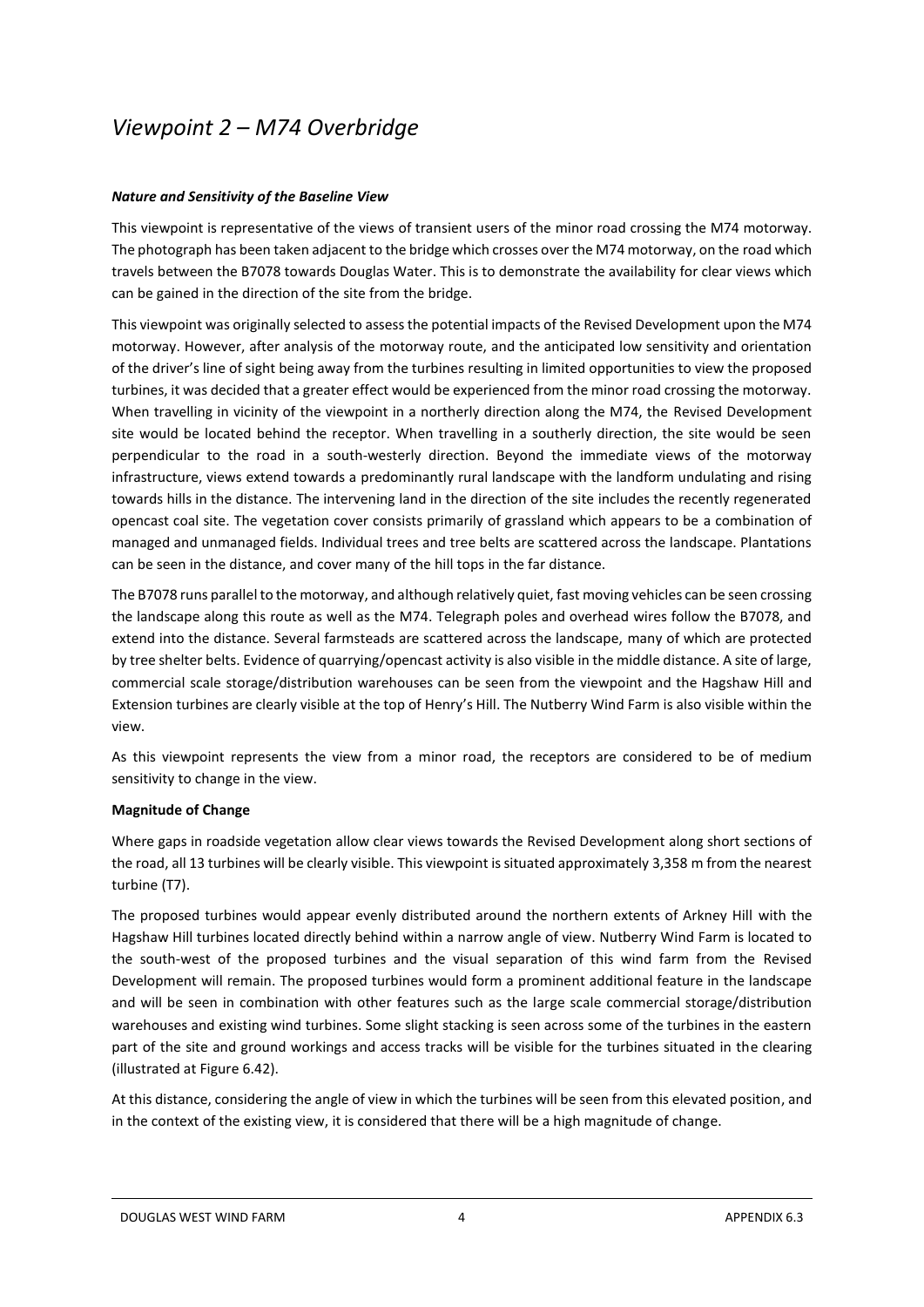# *Viewpoint 2 – M74 Overbridge*

***Nature and Sensitivity of the Baseline View***

This viewpoint is representative of the views of transient users of the minor road crossing the M74 motorway. The photograph has been taken adjacent to the bridge which crosses over the M74 motorway, on the road which travels between the B7078 towards Douglas Water. This is to demonstrate the availability for clear views which can be gained in the direction of the site from the bridge.

This viewpoint was originally selected to assess the potential impacts of the Revised Development upon the M74 motorway. However, after analysis of the motorway route, and the anticipated low sensitivity and orientation of the driver's line of sight being away from the turbines resulting in limited opportunities to view the proposed turbines, it was decided that a greater effect would be experienced from the minor road crossing the motorway. When travelling in vicinity of the viewpoint in a northerly direction along the M74, the Revised Development site would be located behind the receptor. When travelling in a southerly direction, the site would be seen perpendicular to the road in a south-westerly direction. Beyond the immediate views of the motorway infrastructure, views extend towards a predominantly rural landscape with the landform undulating and rising towards hills in the distance. The intervening land in the direction of the site includes the recently regenerated opencast coal site. The vegetation cover consists primarily of grassland which appears to be a combination of managed and unmanaged fields. Individual trees and tree belts are scattered across the landscape. Plantations can be seen in the distance, and cover many of the hill tops in the far distance.

The B7078 runs parallel to the motorway, and although relatively quiet, fast moving vehicles can be seen crossing the landscape along this route as well as the M74. Telegraph poles and overhead wires follow the B7078, and extend into the distance. Several farmsteads are scattered across the landscape, many of which are protected by tree shelter belts. Evidence of quarrying/opencast activity is also visible in the middle distance. A site of large, commercial scale storage/distribution warehouses can be seen from the viewpoint and the Hagshaw Hill and Extension turbines are clearly visible at the top of Henry's Hill. The Nutberry Wind Farm is also visible within the view.

As this viewpoint represents the view from a minor road, the receptors are considered to be of medium sensitivity to change in the view.

**Magnitude of Change**

Where gaps in roadside vegetation allow clear views towards the Revised Development along short sections of the road, all 13 turbines will be clearly visible. This viewpoint is situated approximately 3,358 m from the nearest turbine (T7).

The proposed turbines would appear evenly distributed around the northern extents of Arkney Hill with the Hagshaw Hill turbines located directly behind within a narrow angle of view. Nutberry Wind Farm is located to the south-west of the proposed turbines and the visual separation of this wind farm from the Revised Development will remain. The proposed turbines would form a prominent additional feature in the landscape and will be seen in combination with other features such as the large scale commercial storage/distribution warehouses and existing wind turbines. Some slight stacking is seen across some of the turbines in the eastern part of the site and ground workings and access tracks will be visible for the turbines situated in the clearing (illustrated at Figure 6.42).

At this distance, considering the angle of view in which the turbines will be seen from this elevated position, and in the context of the existing view, it is considered that there will be a high magnitude of change.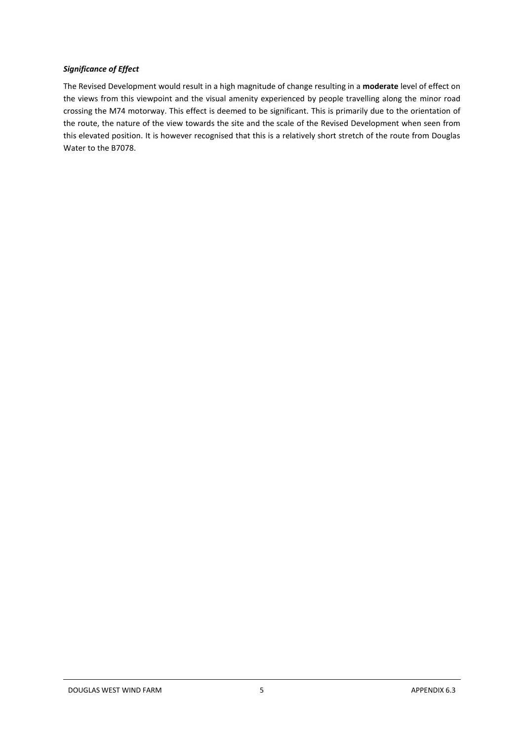***Significance of Effect***

The Revised Development would result in a high magnitude of change resulting in a **moderate** level of effect on the views from this viewpoint and the visual amenity experienced by people travelling along the minor road crossing the M74 motorway. This effect is deemed to be significant. This is primarily due to the orientation of the route, the nature of the view towards the site and the scale of the Revised Development when seen from this elevated position. It is however recognised that this is a relatively short stretch of the route from Douglas Water to the B7078.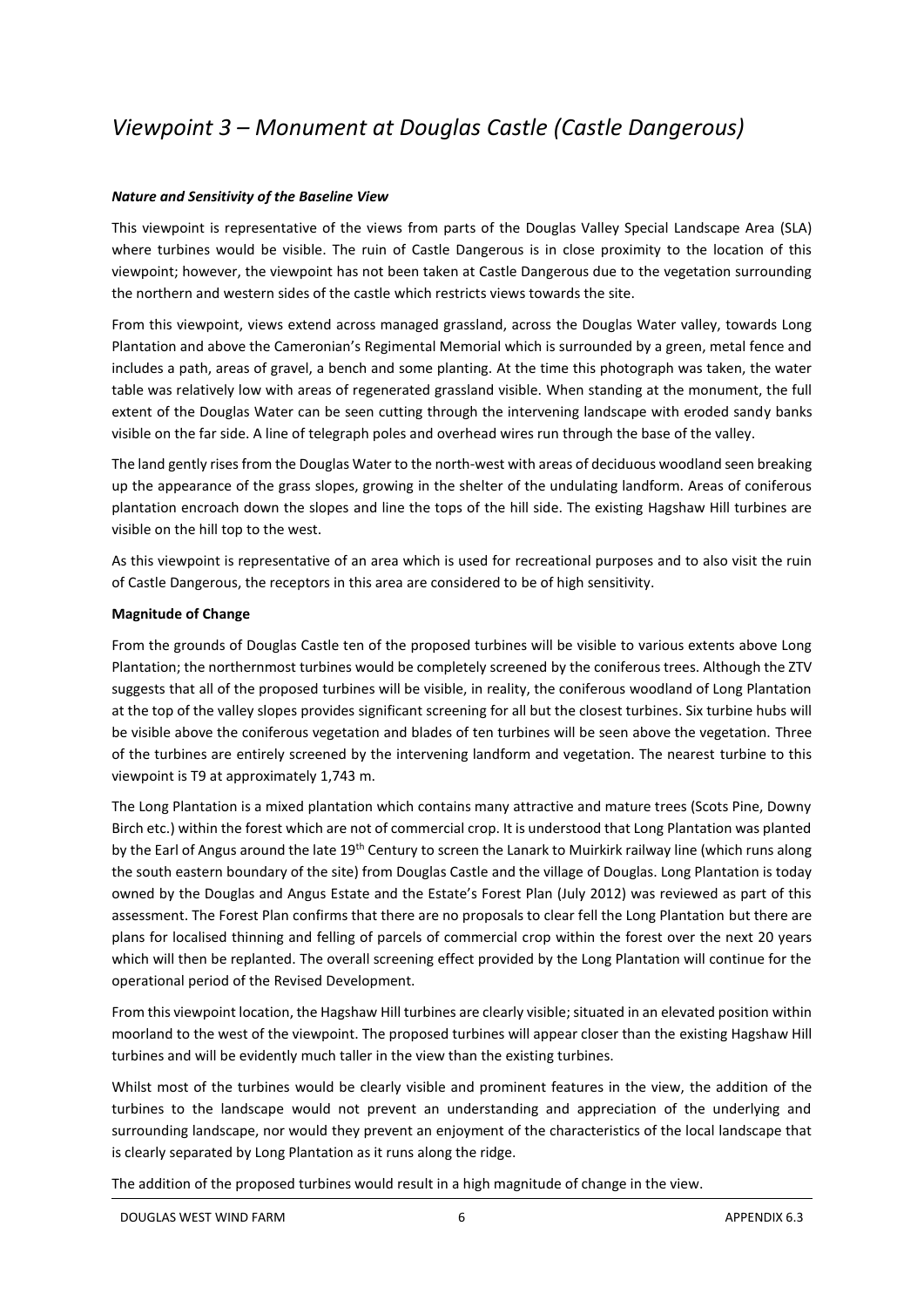# *Viewpoint 3 – Monument at Douglas Castle (Castle Dangerous)*

***Nature and Sensitivity of the Baseline View***

This viewpoint is representative of the views from parts of the Douglas Valley Special Landscape Area (SLA) where turbines would be visible. The ruin of Castle Dangerous is in close proximity to the location of this viewpoint; however, the viewpoint has not been taken at Castle Dangerous due to the vegetation surrounding the northern and western sides of the castle which restricts views towards the site.

From this viewpoint, views extend across managed grassland, across the Douglas Water valley, towards Long Plantation and above the Cameronian's Regimental Memorial which is surrounded by a green, metal fence and includes a path, areas of gravel, a bench and some planting. At the time this photograph was taken, the water table was relatively low with areas of regenerated grassland visible. When standing at the monument, the full extent of the Douglas Water can be seen cutting through the intervening landscape with eroded sandy banks visible on the far side. A line of telegraph poles and overhead wires run through the base of the valley.

The land gently rises from the Douglas Water to the north-west with areas of deciduous woodland seen breaking up the appearance of the grass slopes, growing in the shelter of the undulating landform. Areas of coniferous plantation encroach down the slopes and line the tops of the hill side. The existing Hagshaw Hill turbines are visible on the hill top to the west.

As this viewpoint is representative of an area which is used for recreational purposes and to also visit the ruin of Castle Dangerous, the receptors in this area are considered to be of high sensitivity.

**Magnitude of Change**

From the grounds of Douglas Castle ten of the proposed turbines will be visible to various extents above Long Plantation; the northernmost turbines would be completely screened by the coniferous trees. Although the ZTV suggests that all of the proposed turbines will be visible, in reality, the coniferous woodland of Long Plantation at the top of the valley slopes provides significant screening for all but the closest turbines. Six turbine hubs will be visible above the coniferous vegetation and blades of ten turbines will be seen above the vegetation. Three of the turbines are entirely screened by the intervening landform and vegetation. The nearest turbine to this viewpoint is T9 at approximately 1,743 m.

The Long Plantation is a mixed plantation which contains many attractive and mature trees (Scots Pine, Downy Birch etc.) within the forest which are not of commercial crop. It is understood that Long Plantation was planted by the Earl of Angus around the late 19th Century to screen the Lanark to Muirkirk railway line (which runs along the south eastern boundary of the site) from Douglas Castle and the village of Douglas. Long Plantation is today owned by the Douglas and Angus Estate and the Estate's Forest Plan (July 2012) was reviewed as part of this assessment. The Forest Plan confirms that there are no proposals to clear fell the Long Plantation but there are plans for localised thinning and felling of parcels of commercial crop within the forest over the next 20 years which will then be replanted. The overall screening effect provided by the Long Plantation will continue for the operational period of the Revised Development.

From this viewpoint location, the Hagshaw Hill turbines are clearly visible; situated in an elevated position within moorland to the west of the viewpoint. The proposed turbines will appear closer than the existing Hagshaw Hill turbines and will be evidently much taller in the view than the existing turbines.

Whilst most of the turbines would be clearly visible and prominent features in the view, the addition of the turbines to the landscape would not prevent an understanding and appreciation of the underlying and surrounding landscape, nor would they prevent an enjoyment of the characteristics of the local landscape that is clearly separated by Long Plantation as it runs along the ridge.

The addition of the proposed turbines would result in a high magnitude of change in the view.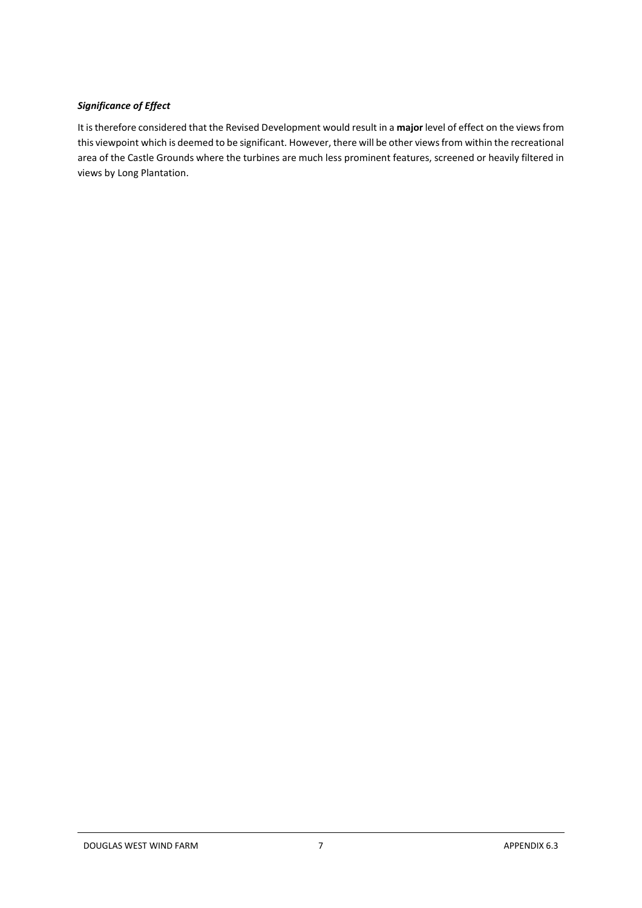***Significance of Effect***

It is therefore considered that the Revised Development would result in a **major** level of effect on the views from this viewpoint which is deemed to be significant. However, there will be other views from within the recreational area of the Castle Grounds where the turbines are much less prominent features, screened or heavily filtered in views by Long Plantation.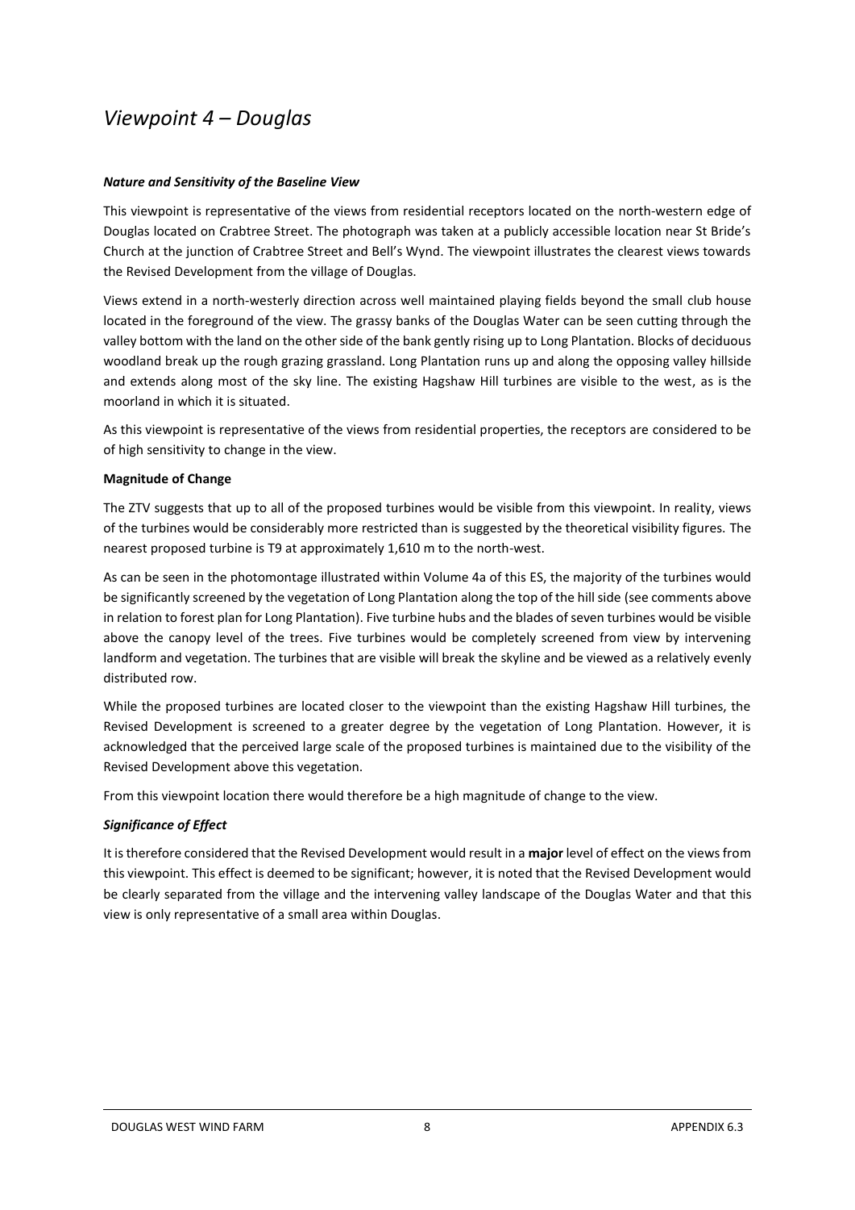# *Viewpoint 4 – Douglas*

***Nature and Sensitivity of the Baseline View***

This viewpoint is representative of the views from residential receptors located on the north-western edge of Douglas located on Crabtree Street. The photograph was taken at a publicly accessible location near St Bride's Church at the junction of Crabtree Street and Bell's Wynd. The viewpoint illustrates the clearest views towards the Revised Development from the village of Douglas.

Views extend in a north-westerly direction across well maintained playing fields beyond the small club house located in the foreground of the view. The grassy banks of the Douglas Water can be seen cutting through the valley bottom with the land on the other side of the bank gently rising up to Long Plantation. Blocks of deciduous woodland break up the rough grazing grassland. Long Plantation runs up and along the opposing valley hillside and extends along most of the sky line. The existing Hagshaw Hill turbines are visible to the west, as is the moorland in which it is situated.

As this viewpoint is representative of the views from residential properties, the receptors are considered to be of high sensitivity to change in the view.

**Magnitude of Change**

The ZTV suggests that up to all of the proposed turbines would be visible from this viewpoint. In reality, views of the turbines would be considerably more restricted than is suggested by the theoretical visibility figures. The nearest proposed turbine is T9 at approximately 1,610 m to the north-west.

As can be seen in the photomontage illustrated within Volume 4a of this ES, the majority of the turbines would be significantly screened by the vegetation of Long Plantation along the top of the hill side (see comments above in relation to forest plan for Long Plantation). Five turbine hubs and the blades of seven turbines would be visible above the canopy level of the trees. Five turbines would be completely screened from view by intervening landform and vegetation. The turbines that are visible will break the skyline and be viewed as a relatively evenly distributed row.

While the proposed turbines are located closer to the viewpoint than the existing Hagshaw Hill turbines, the Revised Development is screened to a greater degree by the vegetation of Long Plantation. However, it is acknowledged that the perceived large scale of the proposed turbines is maintained due to the visibility of the Revised Development above this vegetation.

From this viewpoint location there would therefore be a high magnitude of change to the view.

***Significance of Effect***

It is therefore considered that the Revised Development would result in a **major** level of effect on the views from this viewpoint. This effect is deemed to be significant; however, it is noted that the Revised Development would be clearly separated from the village and the intervening valley landscape of the Douglas Water and that this view is only representative of a small area within Douglas.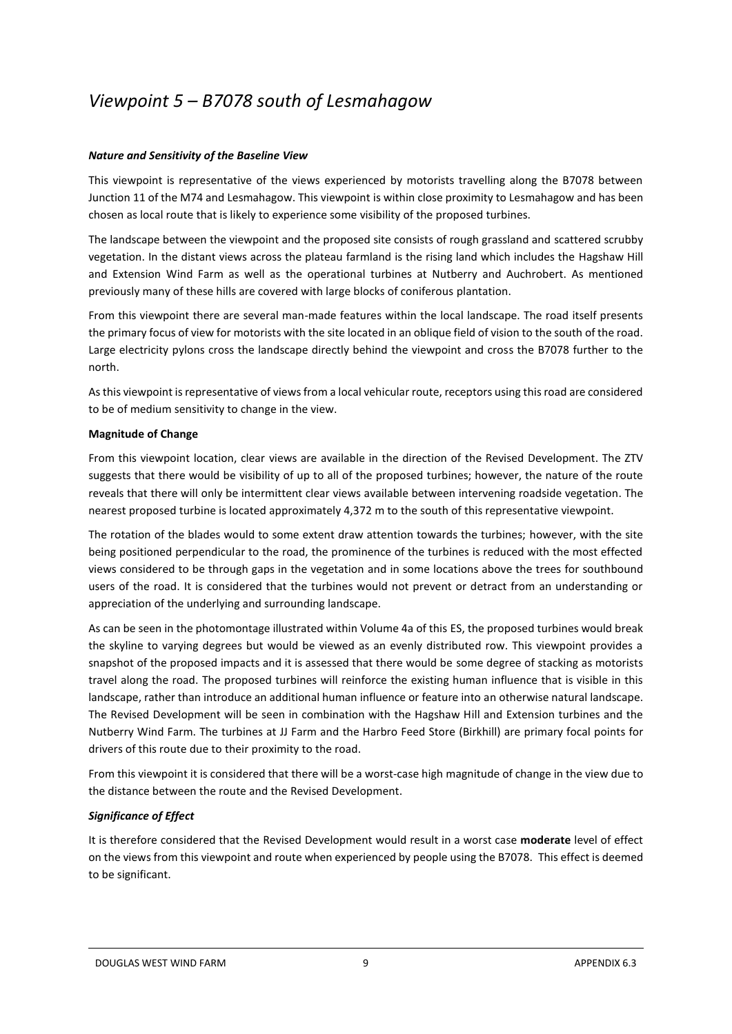# *Viewpoint 5 – B7078 south of Lesmahagow*

***Nature and Sensitivity of the Baseline View***

This viewpoint is representative of the views experienced by motorists travelling along the B7078 between Junction 11 of the M74 and Lesmahagow. This viewpoint is within close proximity to Lesmahagow and has been chosen as local route that is likely to experience some visibility of the proposed turbines.

The landscape between the viewpoint and the proposed site consists of rough grassland and scattered scrubby vegetation. In the distant views across the plateau farmland is the rising land which includes the Hagshaw Hill and Extension Wind Farm as well as the operational turbines at Nutberry and Auchrobert. As mentioned previously many of these hills are covered with large blocks of coniferous plantation.

From this viewpoint there are several man-made features within the local landscape. The road itself presents the primary focus of view for motorists with the site located in an oblique field of vision to the south of the road. Large electricity pylons cross the landscape directly behind the viewpoint and cross the B7078 further to the north.

As this viewpoint is representative of views from a local vehicular route, receptors using this road are considered to be of medium sensitivity to change in the view.

**Magnitude of Change**

From this viewpoint location, clear views are available in the direction of the Revised Development. The ZTV suggests that there would be visibility of up to all of the proposed turbines; however, the nature of the route reveals that there will only be intermittent clear views available between intervening roadside vegetation. The nearest proposed turbine is located approximately 4,372 m to the south of this representative viewpoint.

The rotation of the blades would to some extent draw attention towards the turbines; however, with the site being positioned perpendicular to the road, the prominence of the turbines is reduced with the most effected views considered to be through gaps in the vegetation and in some locations above the trees for southbound users of the road. It is considered that the turbines would not prevent or detract from an understanding or appreciation of the underlying and surrounding landscape.

As can be seen in the photomontage illustrated within Volume 4a of this ES, the proposed turbines would break the skyline to varying degrees but would be viewed as an evenly distributed row. This viewpoint provides a snapshot of the proposed impacts and it is assessed that there would be some degree of stacking as motorists travel along the road. The proposed turbines will reinforce the existing human influence that is visible in this landscape, rather than introduce an additional human influence or feature into an otherwise natural landscape. The Revised Development will be seen in combination with the Hagshaw Hill and Extension turbines and the Nutberry Wind Farm. The turbines at JJ Farm and the Harbro Feed Store (Birkhill) are primary focal points for drivers of this route due to their proximity to the road.

From this viewpoint it is considered that there will be a worst-case high magnitude of change in the view due to the distance between the route and the Revised Development.

***Significance of Effect***

It is therefore considered that the Revised Development would result in a worst case **moderate** level of effect on the views from this viewpoint and route when experienced by people using the B7078. This effect is deemed to be significant.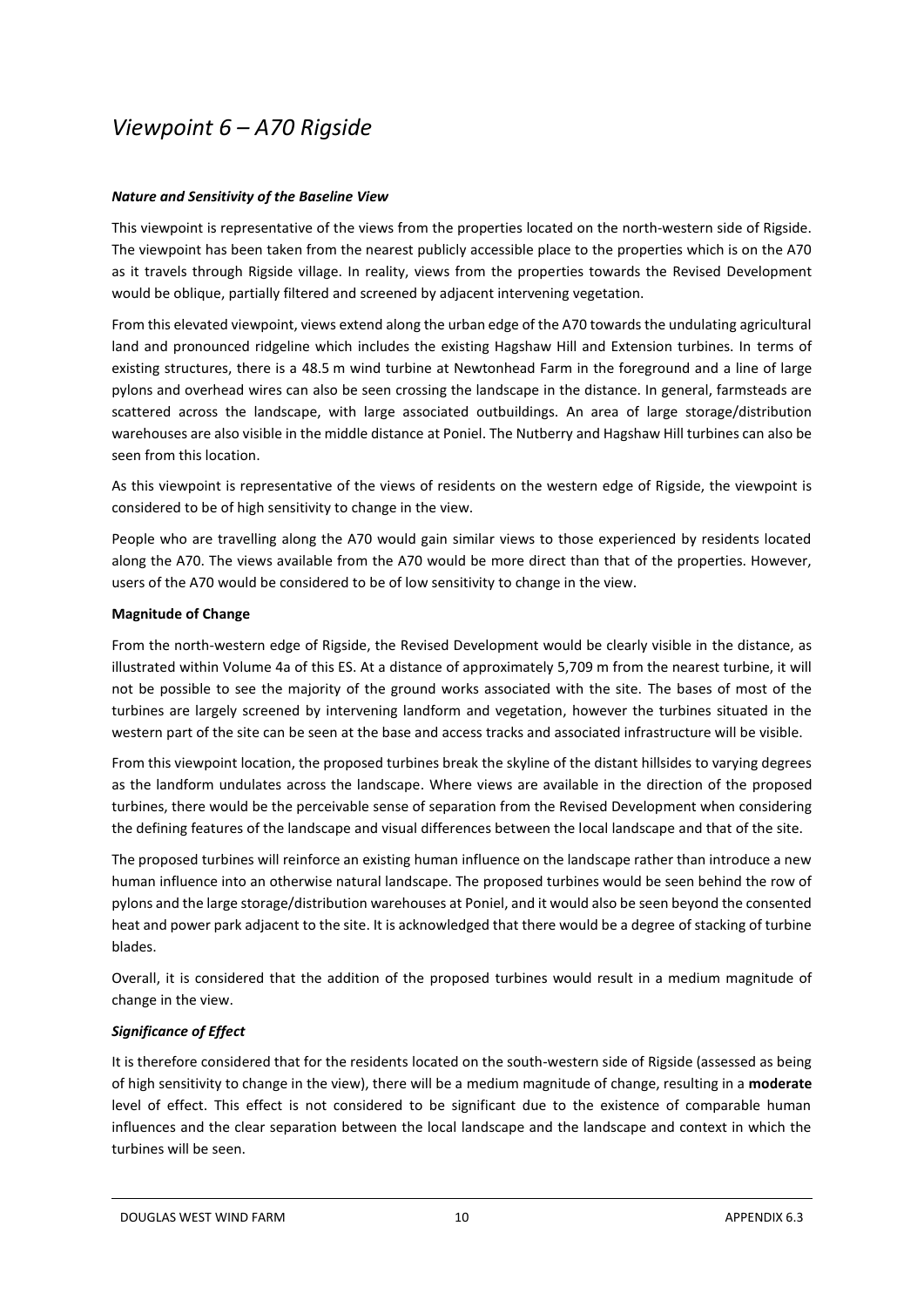# *Viewpoint 6 – A70 Rigside*

***Nature and Sensitivity of the Baseline View***

This viewpoint is representative of the views from the properties located on the north-western side of Rigside. The viewpoint has been taken from the nearest publicly accessible place to the properties which is on the A70 as it travels through Rigside village. In reality, views from the properties towards the Revised Development would be oblique, partially filtered and screened by adjacent intervening vegetation.

From this elevated viewpoint, views extend along the urban edge of the A70 towards the undulating agricultural land and pronounced ridgeline which includes the existing Hagshaw Hill and Extension turbines. In terms of existing structures, there is a 48.5 m wind turbine at Newtonhead Farm in the foreground and a line of large pylons and overhead wires can also be seen crossing the landscape in the distance. In general, farmsteads are scattered across the landscape, with large associated outbuildings. An area of large storage/distribution warehouses are also visible in the middle distance at Poniel. The Nutberry and Hagshaw Hill turbines can also be seen from this location.

As this viewpoint is representative of the views of residents on the western edge of Rigside, the viewpoint is considered to be of high sensitivity to change in the view.

People who are travelling along the A70 would gain similar views to those experienced by residents located along the A70. The views available from the A70 would be more direct than that of the properties. However, users of the A70 would be considered to be of low sensitivity to change in the view.

**Magnitude of Change**

From the north-western edge of Rigside, the Revised Development would be clearly visible in the distance, as illustrated within Volume 4a of this ES. At a distance of approximately 5,709 m from the nearest turbine, it will not be possible to see the majority of the ground works associated with the site. The bases of most of the turbines are largely screened by intervening landform and vegetation, however the turbines situated in the western part of the site can be seen at the base and access tracks and associated infrastructure will be visible.

From this viewpoint location, the proposed turbines break the skyline of the distant hillsides to varying degrees as the landform undulates across the landscape. Where views are available in the direction of the proposed turbines, there would be the perceivable sense of separation from the Revised Development when considering the defining features of the landscape and visual differences between the local landscape and that of the site.

The proposed turbines will reinforce an existing human influence on the landscape rather than introduce a new human influence into an otherwise natural landscape. The proposed turbines would be seen behind the row of pylons and the large storage/distribution warehouses at Poniel, and it would also be seen beyond the consented heat and power park adjacent to the site. It is acknowledged that there would be a degree of stacking of turbine blades.

Overall, it is considered that the addition of the proposed turbines would result in a medium magnitude of change in the view.

***Significance of Effect***

It is therefore considered that for the residents located on the south-western side of Rigside (assessed as being of high sensitivity to change in the view), there will be a medium magnitude of change, resulting in a **moderate** level of effect. This effect is not considered to be significant due to the existence of comparable human influences and the clear separation between the local landscape and the landscape and context in which the turbines will be seen.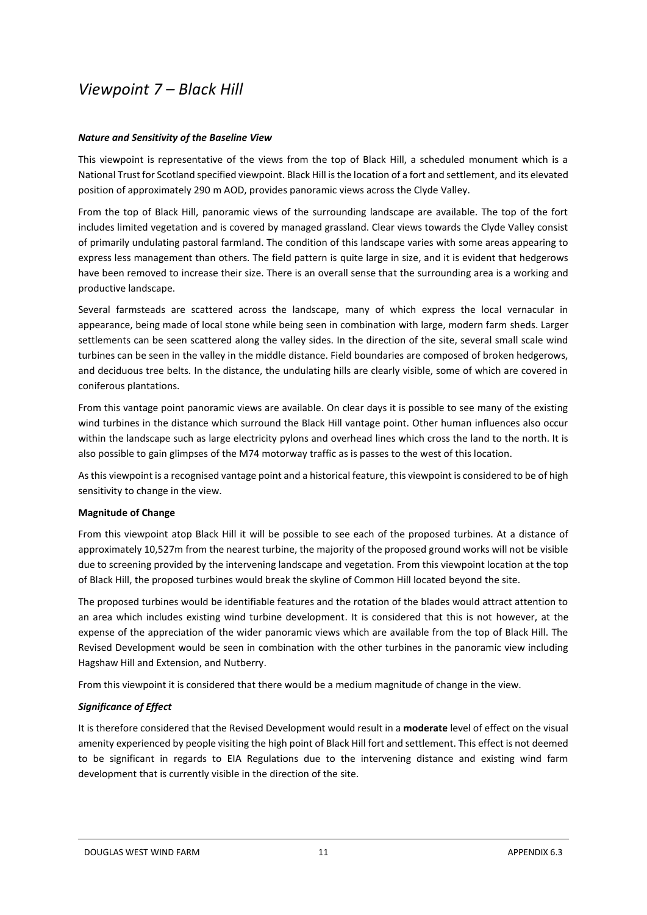# *Viewpoint 7 – Black Hill*

***Nature and Sensitivity of the Baseline View***

This viewpoint is representative of the views from the top of Black Hill, a scheduled monument which is a National Trust for Scotland specified viewpoint. Black Hill is the location of a fort and settlement, and its elevated position of approximately 290 m AOD, provides panoramic views across the Clyde Valley.

From the top of Black Hill, panoramic views of the surrounding landscape are available. The top of the fort includes limited vegetation and is covered by managed grassland. Clear views towards the Clyde Valley consist of primarily undulating pastoral farmland. The condition of this landscape varies with some areas appearing to express less management than others. The field pattern is quite large in size, and it is evident that hedgerows have been removed to increase their size. There is an overall sense that the surrounding area is a working and productive landscape.

Several farmsteads are scattered across the landscape, many of which express the local vernacular in appearance, being made of local stone while being seen in combination with large, modern farm sheds. Larger settlements can be seen scattered along the valley sides. In the direction of the site, several small scale wind turbines can be seen in the valley in the middle distance. Field boundaries are composed of broken hedgerows, and deciduous tree belts. In the distance, the undulating hills are clearly visible, some of which are covered in coniferous plantations.

From this vantage point panoramic views are available. On clear days it is possible to see many of the existing wind turbines in the distance which surround the Black Hill vantage point. Other human influences also occur within the landscape such as large electricity pylons and overhead lines which cross the land to the north. It is also possible to gain glimpses of the M74 motorway traffic as is passes to the west of this location.

As this viewpoint is a recognised vantage point and a historical feature, this viewpoint is considered to be of high sensitivity to change in the view.

**Magnitude of Change**

From this viewpoint atop Black Hill it will be possible to see each of the proposed turbines. At a distance of approximately 10,527m from the nearest turbine, the majority of the proposed ground works will not be visible due to screening provided by the intervening landscape and vegetation. From this viewpoint location at the top of Black Hill, the proposed turbines would break the skyline of Common Hill located beyond the site.

The proposed turbines would be identifiable features and the rotation of the blades would attract attention to an area which includes existing wind turbine development. It is considered that this is not however, at the expense of the appreciation of the wider panoramic views which are available from the top of Black Hill. The Revised Development would be seen in combination with the other turbines in the panoramic view including Hagshaw Hill and Extension, and Nutberry.

From this viewpoint it is considered that there would be a medium magnitude of change in the view.

***Significance of Effect***

It is therefore considered that the Revised Development would result in a **moderate** level of effect on the visual amenity experienced by people visiting the high point of Black Hill fort and settlement. This effect is not deemed to be significant in regards to EIA Regulations due to the intervening distance and existing wind farm development that is currently visible in the direction of the site.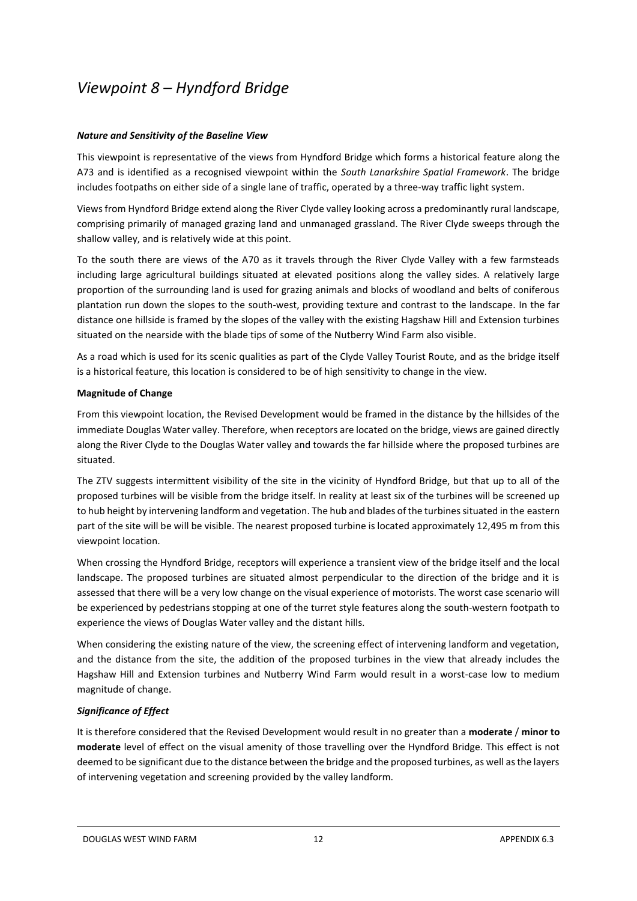# *Viewpoint 8 – Hyndford Bridge*

### ***Nature and Sensitivity of the Baseline View***

This viewpoint is representative of the views from Hyndford Bridge which forms a historical feature along the A73 and is identified as a recognised viewpoint within the *South Lanarkshire Spatial Framework*. The bridge includes footpaths on either side of a single lane of traffic, operated by a three-way traffic light system.

Views from Hyndford Bridge extend along the River Clyde valley looking across a predominantly rural landscape, comprising primarily of managed grazing land and unmanaged grassland. The River Clyde sweeps through the shallow valley, and is relatively wide at this point.

To the south there are views of the A70 as it travels through the River Clyde Valley with a few farmsteads including large agricultural buildings situated at elevated positions along the valley sides. A relatively large proportion of the surrounding land is used for grazing animals and blocks of woodland and belts of coniferous plantation run down the slopes to the south-west, providing texture and contrast to the landscape. In the far distance one hillside is framed by the slopes of the valley with the existing Hagshaw Hill and Extension turbines situated on the nearside with the blade tips of some of the Nutberry Wind Farm also visible.

As a road which is used for its scenic qualities as part of the Clyde Valley Tourist Route, and as the bridge itself is a historical feature, this location is considered to be of high sensitivity to change in the view.

### **Magnitude of Change**

From this viewpoint location, the Revised Development would be framed in the distance by the hillsides of the immediate Douglas Water valley. Therefore, when receptors are located on the bridge, views are gained directly along the River Clyde to the Douglas Water valley and towards the far hillside where the proposed turbines are situated.

The ZTV suggests intermittent visibility of the site in the vicinity of Hyndford Bridge, but that up to all of the proposed turbines will be visible from the bridge itself. In reality at least six of the turbines will be screened up to hub height by intervening landform and vegetation. The hub and blades of the turbines situated in the eastern part of the site will be will be visible. The nearest proposed turbine is located approximately 12,495 m from this viewpoint location.

When crossing the Hyndford Bridge, receptors will experience a transient view of the bridge itself and the local landscape. The proposed turbines are situated almost perpendicular to the direction of the bridge and it is assessed that there will be a very low change on the visual experience of motorists. The worst case scenario will be experienced by pedestrians stopping at one of the turret style features along the south-western footpath to experience the views of Douglas Water valley and the distant hills.

When considering the existing nature of the view, the screening effect of intervening landform and vegetation, and the distance from the site, the addition of the proposed turbines in the view that already includes the Hagshaw Hill and Extension turbines and Nutberry Wind Farm would result in a worst-case low to medium magnitude of change.

### ***Significance of Effect***

It is therefore considered that the Revised Development would result in no greater than a **moderate** / **minor to moderate** level of effect on the visual amenity of those travelling over the Hyndford Bridge. This effect is not deemed to be significant due to the distance between the bridge and the proposed turbines, as well as the layers of intervening vegetation and screening provided by the valley landform.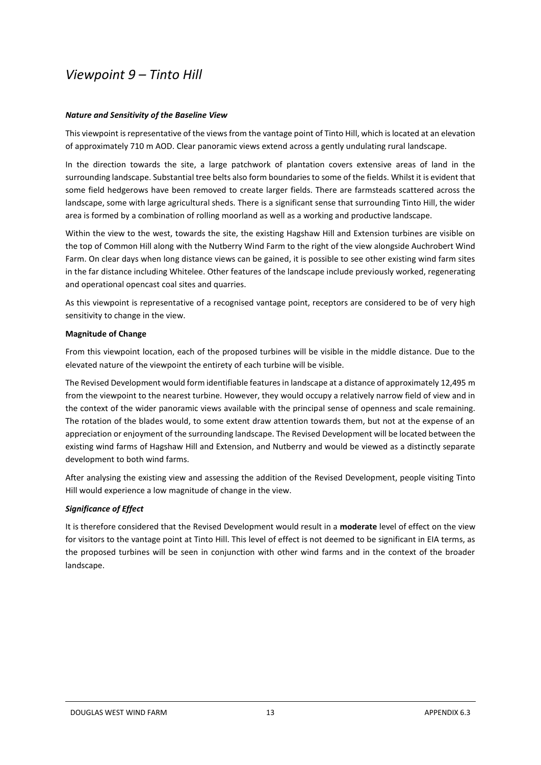# *Viewpoint 9 – Tinto Hill*

***Nature and Sensitivity of the Baseline View***

This viewpoint is representative of the views from the vantage point of Tinto Hill, which is located at an elevation of approximately 710 m AOD. Clear panoramic views extend across a gently undulating rural landscape.

In the direction towards the site, a large patchwork of plantation covers extensive areas of land in the surrounding landscape. Substantial tree belts also form boundaries to some of the fields. Whilst it is evident that some field hedgerows have been removed to create larger fields. There are farmsteads scattered across the landscape, some with large agricultural sheds. There is a significant sense that surrounding Tinto Hill, the wider area is formed by a combination of rolling moorland as well as a working and productive landscape.

Within the view to the west, towards the site, the existing Hagshaw Hill and Extension turbines are visible on the top of Common Hill along with the Nutberry Wind Farm to the right of the view alongside Auchrobert Wind Farm. On clear days when long distance views can be gained, it is possible to see other existing wind farm sites in the far distance including Whitelee. Other features of the landscape include previously worked, regenerating and operational opencast coal sites and quarries.

As this viewpoint is representative of a recognised vantage point, receptors are considered to be of very high sensitivity to change in the view.

**Magnitude of Change**

From this viewpoint location, each of the proposed turbines will be visible in the middle distance. Due to the elevated nature of the viewpoint the entirety of each turbine will be visible.

The Revised Development would form identifiable features in landscape at a distance of approximately 12,495 m from the viewpoint to the nearest turbine. However, they would occupy a relatively narrow field of view and in the context of the wider panoramic views available with the principal sense of openness and scale remaining. The rotation of the blades would, to some extent draw attention towards them, but not at the expense of an appreciation or enjoyment of the surrounding landscape. The Revised Development will be located between the existing wind farms of Hagshaw Hill and Extension, and Nutberry and would be viewed as a distinctly separate development to both wind farms.

After analysing the existing view and assessing the addition of the Revised Development, people visiting Tinto Hill would experience a low magnitude of change in the view.

***Significance of Effect***

It is therefore considered that the Revised Development would result in a **moderate** level of effect on the view for visitors to the vantage point at Tinto Hill. This level of effect is not deemed to be significant in EIA terms, as the proposed turbines will be seen in conjunction with other wind farms and in the context of the broader landscape.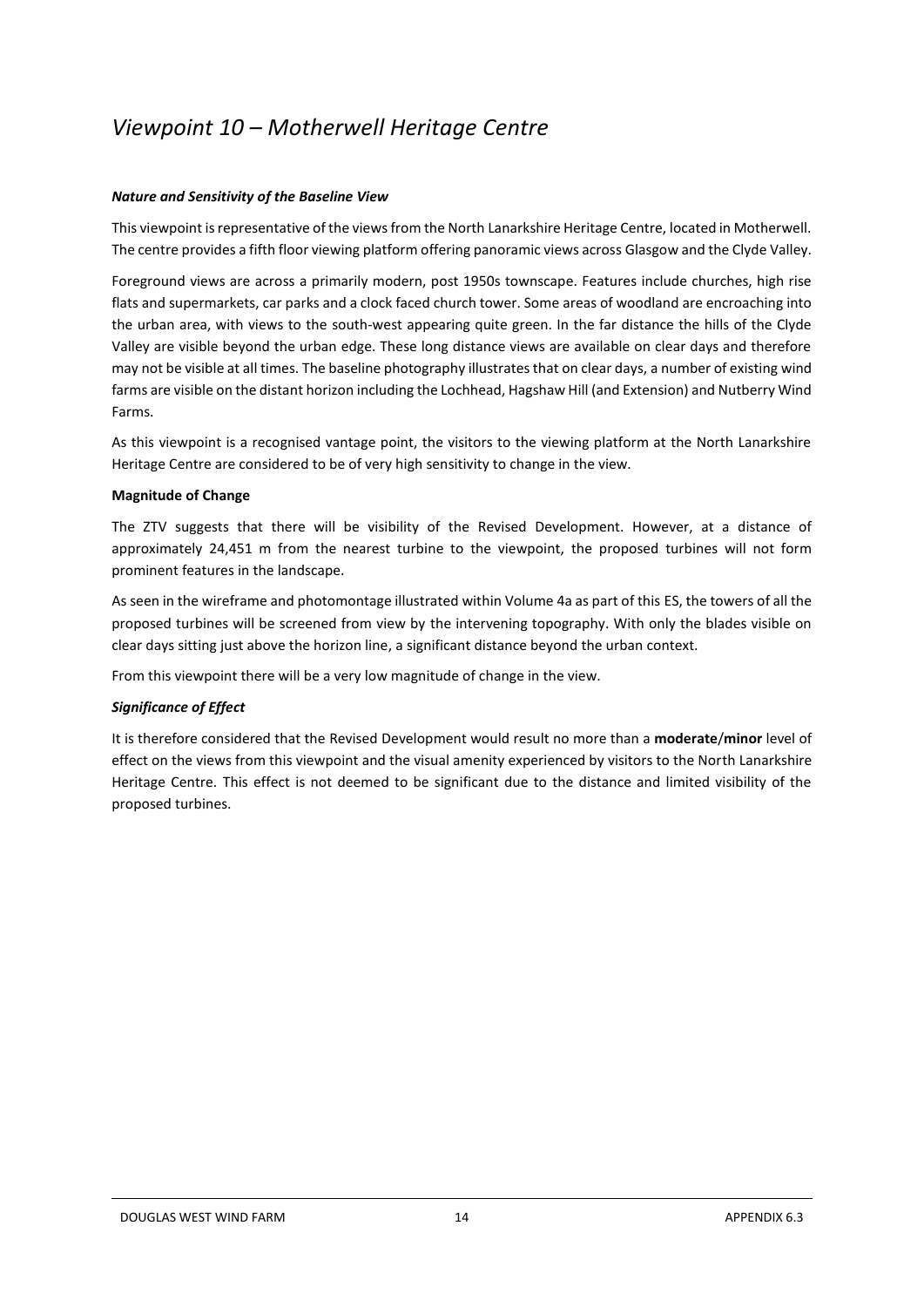# *Viewpoint 10 – Motherwell Heritage Centre*

***Nature and Sensitivity of the Baseline View***

This viewpoint is representative of the views from the North Lanarkshire Heritage Centre, located in Motherwell. The centre provides a fifth floor viewing platform offering panoramic views across Glasgow and the Clyde Valley.

Foreground views are across a primarily modern, post 1950s townscape. Features include churches, high rise flats and supermarkets, car parks and a clock faced church tower. Some areas of woodland are encroaching into the urban area, with views to the south-west appearing quite green. In the far distance the hills of the Clyde Valley are visible beyond the urban edge. These long distance views are available on clear days and therefore may not be visible at all times. The baseline photography illustrates that on clear days, a number of existing wind farms are visible on the distant horizon including the Lochhead, Hagshaw Hill (and Extension) and Nutberry Wind Farms.

As this viewpoint is a recognised vantage point, the visitors to the viewing platform at the North Lanarkshire Heritage Centre are considered to be of very high sensitivity to change in the view.

**Magnitude of Change**

The ZTV suggests that there will be visibility of the Revised Development. However, at a distance of approximately 24,451 m from the nearest turbine to the viewpoint, the proposed turbines will not form prominent features in the landscape.

As seen in the wireframe and photomontage illustrated within Volume 4a as part of this ES, the towers of all the proposed turbines will be screened from view by the intervening topography. With only the blades visible on clear days sitting just above the horizon line, a significant distance beyond the urban context.

From this viewpoint there will be a very low magnitude of change in the view.

***Significance of Effect***

It is therefore considered that the Revised Development would result no more than a **moderate**/**minor** level of effect on the views from this viewpoint and the visual amenity experienced by visitors to the North Lanarkshire Heritage Centre. This effect is not deemed to be significant due to the distance and limited visibility of the proposed turbines.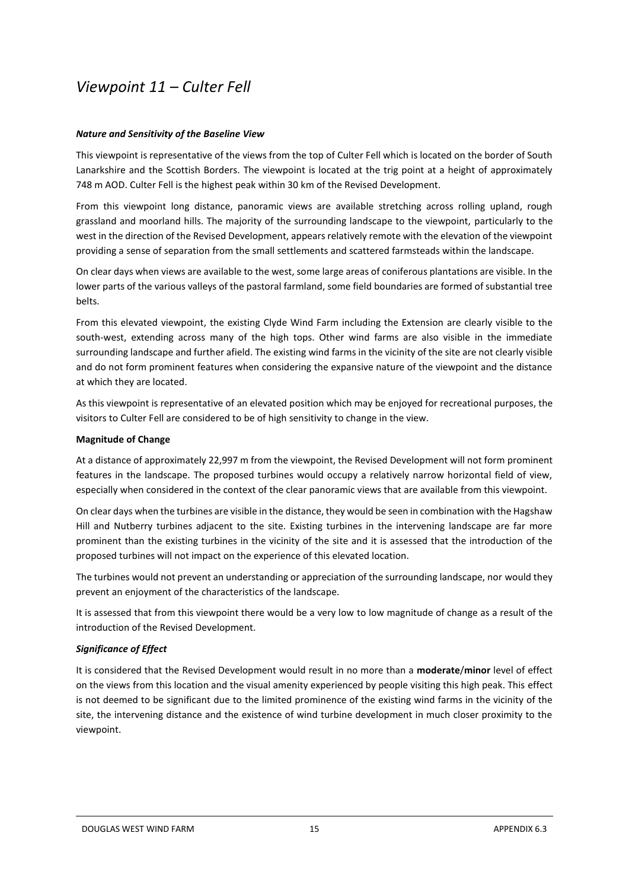# *Viewpoint 11 – Culter Fell*

***Nature and Sensitivity of the Baseline View***

This viewpoint is representative of the views from the top of Culter Fell which is located on the border of South Lanarkshire and the Scottish Borders. The viewpoint is located at the trig point at a height of approximately 748 m AOD. Culter Fell is the highest peak within 30 km of the Revised Development.

From this viewpoint long distance, panoramic views are available stretching across rolling upland, rough grassland and moorland hills. The majority of the surrounding landscape to the viewpoint, particularly to the west in the direction of the Revised Development, appears relatively remote with the elevation of the viewpoint providing a sense of separation from the small settlements and scattered farmsteads within the landscape.

On clear days when views are available to the west, some large areas of coniferous plantations are visible. In the lower parts of the various valleys of the pastoral farmland, some field boundaries are formed of substantial tree belts.

From this elevated viewpoint, the existing Clyde Wind Farm including the Extension are clearly visible to the south-west, extending across many of the high tops. Other wind farms are also visible in the immediate surrounding landscape and further afield. The existing wind farms in the vicinity of the site are not clearly visible and do not form prominent features when considering the expansive nature of the viewpoint and the distance at which they are located.

As this viewpoint is representative of an elevated position which may be enjoyed for recreational purposes, the visitors to Culter Fell are considered to be of high sensitivity to change in the view.

**Magnitude of Change**

At a distance of approximately 22,997 m from the viewpoint, the Revised Development will not form prominent features in the landscape. The proposed turbines would occupy a relatively narrow horizontal field of view, especially when considered in the context of the clear panoramic views that are available from this viewpoint.

On clear days when the turbines are visible in the distance, they would be seen in combination with the Hagshaw Hill and Nutberry turbines adjacent to the site. Existing turbines in the intervening landscape are far more prominent than the existing turbines in the vicinity of the site and it is assessed that the introduction of the proposed turbines will not impact on the experience of this elevated location.

The turbines would not prevent an understanding or appreciation of the surrounding landscape, nor would they prevent an enjoyment of the characteristics of the landscape.

It is assessed that from this viewpoint there would be a very low to low magnitude of change as a result of the introduction of the Revised Development.

***Significance of Effect***

It is considered that the Revised Development would result in no more than a **moderate**/**minor** level of effect on the views from this location and the visual amenity experienced by people visiting this high peak. This effect is not deemed to be significant due to the limited prominence of the existing wind farms in the vicinity of the site, the intervening distance and the existence of wind turbine development in much closer proximity to the viewpoint.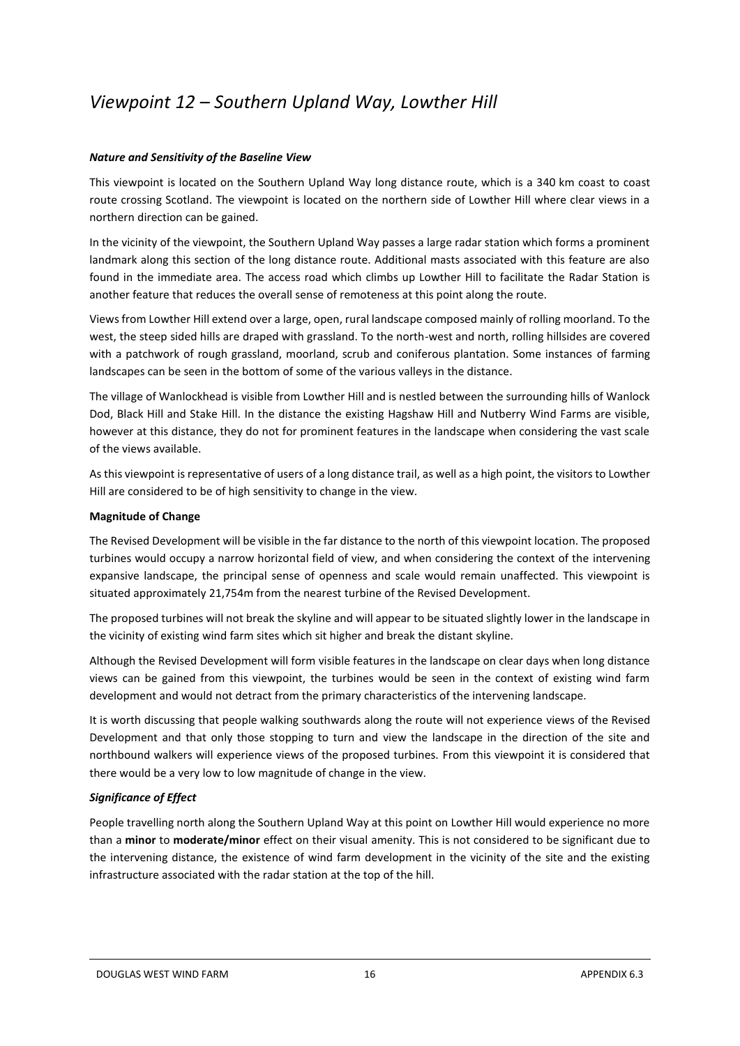# *Viewpoint 12 – Southern Upland Way, Lowther Hill*

***Nature and Sensitivity of the Baseline View***

This viewpoint is located on the Southern Upland Way long distance route, which is a 340 km coast to coast route crossing Scotland. The viewpoint is located on the northern side of Lowther Hill where clear views in a northern direction can be gained.

In the vicinity of the viewpoint, the Southern Upland Way passes a large radar station which forms a prominent landmark along this section of the long distance route. Additional masts associated with this feature are also found in the immediate area. The access road which climbs up Lowther Hill to facilitate the Radar Station is another feature that reduces the overall sense of remoteness at this point along the route.

Views from Lowther Hill extend over a large, open, rural landscape composed mainly of rolling moorland. To the west, the steep sided hills are draped with grassland. To the north-west and north, rolling hillsides are covered with a patchwork of rough grassland, moorland, scrub and coniferous plantation. Some instances of farming landscapes can be seen in the bottom of some of the various valleys in the distance.

The village of Wanlockhead is visible from Lowther Hill and is nestled between the surrounding hills of Wanlock Dod, Black Hill and Stake Hill. In the distance the existing Hagshaw Hill and Nutberry Wind Farms are visible, however at this distance, they do not for prominent features in the landscape when considering the vast scale of the views available.

As this viewpoint is representative of users of a long distance trail, as well as a high point, the visitors to Lowther Hill are considered to be of high sensitivity to change in the view.

**Magnitude of Change**

The Revised Development will be visible in the far distance to the north of this viewpoint location. The proposed turbines would occupy a narrow horizontal field of view, and when considering the context of the intervening expansive landscape, the principal sense of openness and scale would remain unaffected. This viewpoint is situated approximately 21,754m from the nearest turbine of the Revised Development.

The proposed turbines will not break the skyline and will appear to be situated slightly lower in the landscape in the vicinity of existing wind farm sites which sit higher and break the distant skyline.

Although the Revised Development will form visible features in the landscape on clear days when long distance views can be gained from this viewpoint, the turbines would be seen in the context of existing wind farm development and would not detract from the primary characteristics of the intervening landscape.

It is worth discussing that people walking southwards along the route will not experience views of the Revised Development and that only those stopping to turn and view the landscape in the direction of the site and northbound walkers will experience views of the proposed turbines. From this viewpoint it is considered that there would be a very low to low magnitude of change in the view.

***Significance of Effect***

People travelling north along the Southern Upland Way at this point on Lowther Hill would experience no more than a **minor** to **moderate/minor** effect on their visual amenity. This is not considered to be significant due to the intervening distance, the existence of wind farm development in the vicinity of the site and the existing infrastructure associated with the radar station at the top of the hill.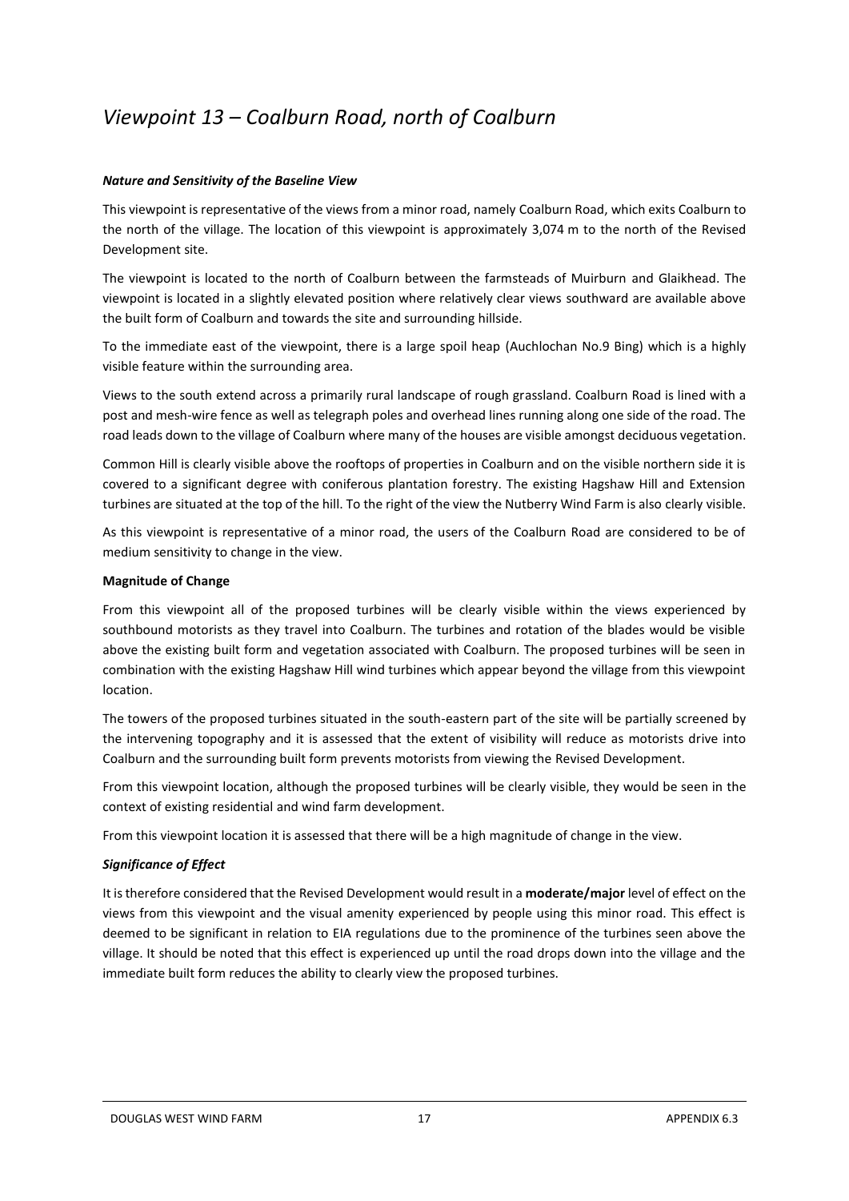# *Viewpoint 13 – Coalburn Road, north of Coalburn*

***Nature and Sensitivity of the Baseline View***

This viewpoint is representative of the views from a minor road, namely Coalburn Road, which exits Coalburn to the north of the village. The location of this viewpoint is approximately 3,074 m to the north of the Revised Development site.

The viewpoint is located to the north of Coalburn between the farmsteads of Muirburn and Glaikhead. The viewpoint is located in a slightly elevated position where relatively clear views southward are available above the built form of Coalburn and towards the site and surrounding hillside.

To the immediate east of the viewpoint, there is a large spoil heap (Auchlochan No.9 Bing) which is a highly visible feature within the surrounding area.

Views to the south extend across a primarily rural landscape of rough grassland. Coalburn Road is lined with a post and mesh-wire fence as well as telegraph poles and overhead lines running along one side of the road. The road leads down to the village of Coalburn where many of the houses are visible amongst deciduous vegetation.

Common Hill is clearly visible above the rooftops of properties in Coalburn and on the visible northern side it is covered to a significant degree with coniferous plantation forestry. The existing Hagshaw Hill and Extension turbines are situated at the top of the hill. To the right of the view the Nutberry Wind Farm is also clearly visible.

As this viewpoint is representative of a minor road, the users of the Coalburn Road are considered to be of medium sensitivity to change in the view.

**Magnitude of Change**

From this viewpoint all of the proposed turbines will be clearly visible within the views experienced by southbound motorists as they travel into Coalburn. The turbines and rotation of the blades would be visible above the existing built form and vegetation associated with Coalburn. The proposed turbines will be seen in combination with the existing Hagshaw Hill wind turbines which appear beyond the village from this viewpoint location.

The towers of the proposed turbines situated in the south-eastern part of the site will be partially screened by the intervening topography and it is assessed that the extent of visibility will reduce as motorists drive into Coalburn and the surrounding built form prevents motorists from viewing the Revised Development.

From this viewpoint location, although the proposed turbines will be clearly visible, they would be seen in the context of existing residential and wind farm development.

From this viewpoint location it is assessed that there will be a high magnitude of change in the view.

***Significance of Effect***

It is therefore considered that the Revised Development would result in a **moderate/major** level of effect on the views from this viewpoint and the visual amenity experienced by people using this minor road. This effect is deemed to be significant in relation to EIA regulations due to the prominence of the turbines seen above the village. It should be noted that this effect is experienced up until the road drops down into the village and the immediate built form reduces the ability to clearly view the proposed turbines.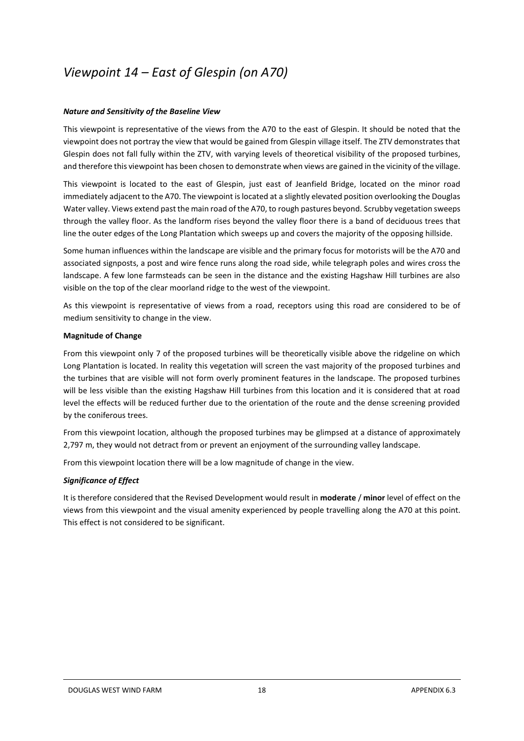# *Viewpoint 14 – East of Glespin (on A70)*

***Nature and Sensitivity of the Baseline View***

This viewpoint is representative of the views from the A70 to the east of Glespin. It should be noted that the viewpoint does not portray the view that would be gained from Glespin village itself. The ZTV demonstrates that Glespin does not fall fully within the ZTV, with varying levels of theoretical visibility of the proposed turbines, and therefore this viewpoint has been chosen to demonstrate when views are gained in the vicinity of the village.

This viewpoint is located to the east of Glespin, just east of Jeanfield Bridge, located on the minor road immediately adjacent to the A70. The viewpoint is located at a slightly elevated position overlooking the Douglas Water valley. Views extend past the main road of the A70, to rough pastures beyond. Scrubby vegetation sweeps through the valley floor. As the landform rises beyond the valley floor there is a band of deciduous trees that line the outer edges of the Long Plantation which sweeps up and covers the majority of the opposing hillside.

Some human influences within the landscape are visible and the primary focus for motorists will be the A70 and associated signposts, a post and wire fence runs along the road side, while telegraph poles and wires cross the landscape. A few lone farmsteads can be seen in the distance and the existing Hagshaw Hill turbines are also visible on the top of the clear moorland ridge to the west of the viewpoint.

As this viewpoint is representative of views from a road, receptors using this road are considered to be of medium sensitivity to change in the view.

**Magnitude of Change**

From this viewpoint only 7 of the proposed turbines will be theoretically visible above the ridgeline on which Long Plantation is located. In reality this vegetation will screen the vast majority of the proposed turbines and the turbines that are visible will not form overly prominent features in the landscape. The proposed turbines will be less visible than the existing Hagshaw Hill turbines from this location and it is considered that at road level the effects will be reduced further due to the orientation of the route and the dense screening provided by the coniferous trees.

From this viewpoint location, although the proposed turbines may be glimpsed at a distance of approximately 2,797 m, they would not detract from or prevent an enjoyment of the surrounding valley landscape.

From this viewpoint location there will be a low magnitude of change in the view.

***Significance of Effect***

It is therefore considered that the Revised Development would result in **moderate** / **minor** level of effect on the views from this viewpoint and the visual amenity experienced by people travelling along the A70 at this point. This effect is not considered to be significant.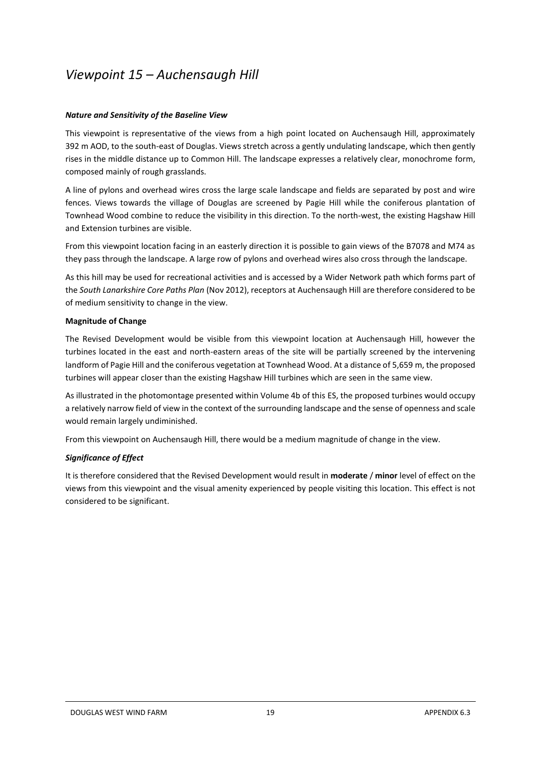# *Viewpoint 15 – Auchensaugh Hill*

***Nature and Sensitivity of the Baseline View***

This viewpoint is representative of the views from a high point located on Auchensaugh Hill, approximately 392 m AOD, to the south-east of Douglas. Views stretch across a gently undulating landscape, which then gently rises in the middle distance up to Common Hill. The landscape expresses a relatively clear, monochrome form, composed mainly of rough grasslands.

A line of pylons and overhead wires cross the large scale landscape and fields are separated by post and wire fences. Views towards the village of Douglas are screened by Pagie Hill while the coniferous plantation of Townhead Wood combine to reduce the visibility in this direction. To the north-west, the existing Hagshaw Hill and Extension turbines are visible.

From this viewpoint location facing in an easterly direction it is possible to gain views of the B7078 and M74 as they pass through the landscape. A large row of pylons and overhead wires also cross through the landscape.

As this hill may be used for recreational activities and is accessed by a Wider Network path which forms part of the *South Lanarkshire Core Paths Plan* (Nov 2012), receptors at Auchensaugh Hill are therefore considered to be of medium sensitivity to change in the view.

**Magnitude of Change**

The Revised Development would be visible from this viewpoint location at Auchensaugh Hill, however the turbines located in the east and north-eastern areas of the site will be partially screened by the intervening landform of Pagie Hill and the coniferous vegetation at Townhead Wood. At a distance of 5,659 m, the proposed turbines will appear closer than the existing Hagshaw Hill turbines which are seen in the same view.

As illustrated in the photomontage presented within Volume 4b of this ES, the proposed turbines would occupy a relatively narrow field of view in the context of the surrounding landscape and the sense of openness and scale would remain largely undiminished.

From this viewpoint on Auchensaugh Hill, there would be a medium magnitude of change in the view.

***Significance of Effect***

It is therefore considered that the Revised Development would result in **moderate** / **minor** level of effect on the views from this viewpoint and the visual amenity experienced by people visiting this location. This effect is not considered to be significant.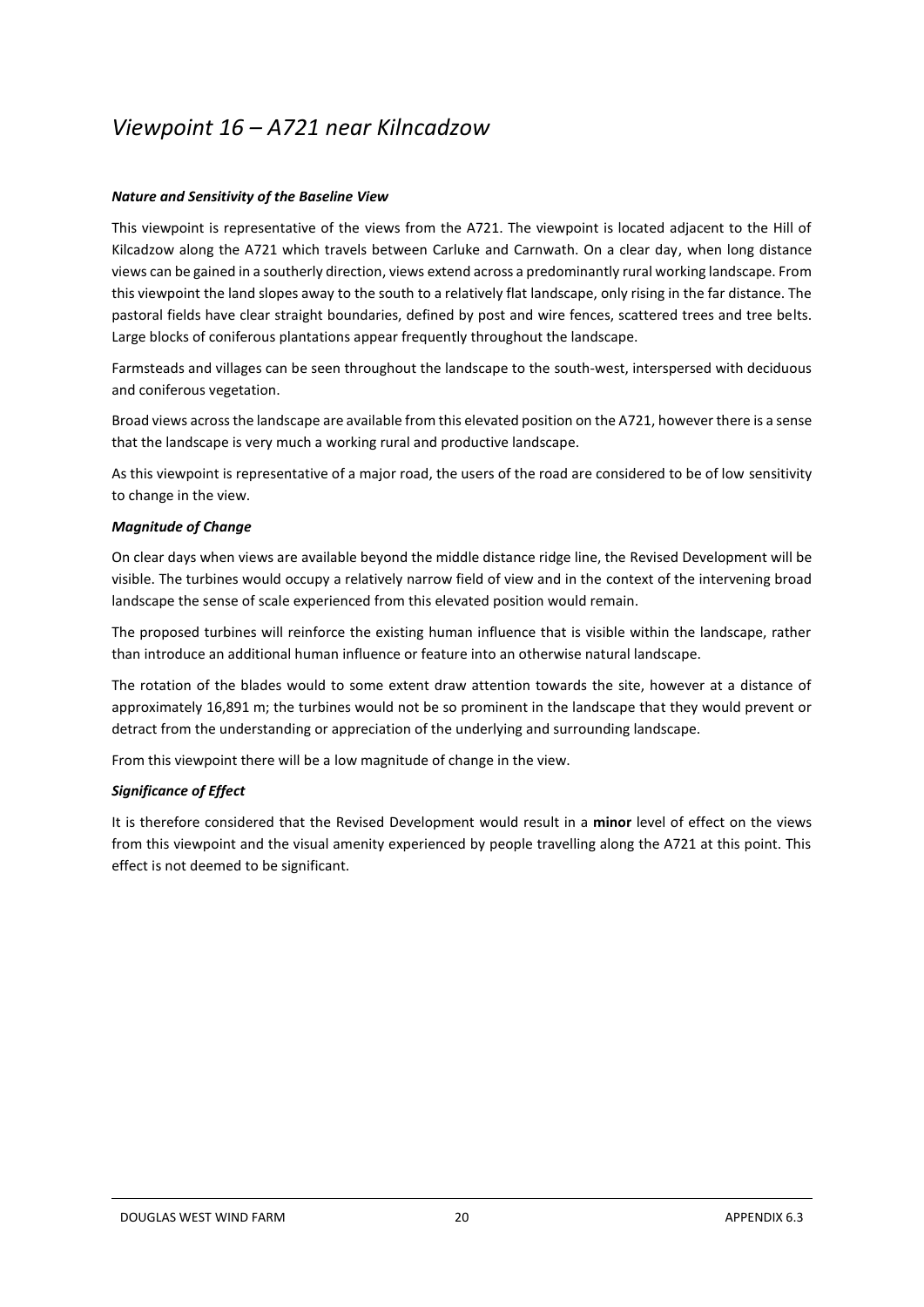# *Viewpoint 16 – A721 near Kilncadzow*

***Nature and Sensitivity of the Baseline View***

This viewpoint is representative of the views from the A721. The viewpoint is located adjacent to the Hill of Kilcadzow along the A721 which travels between Carluke and Carnwath. On a clear day, when long distance views can be gained in a southerly direction, views extend across a predominantly rural working landscape. From this viewpoint the land slopes away to the south to a relatively flat landscape, only rising in the far distance. The pastoral fields have clear straight boundaries, defined by post and wire fences, scattered trees and tree belts. Large blocks of coniferous plantations appear frequently throughout the landscape.

Farmsteads and villages can be seen throughout the landscape to the south-west, interspersed with deciduous and coniferous vegetation.

Broad views across the landscape are available from this elevated position on the A721, however there is a sense that the landscape is very much a working rural and productive landscape.

As this viewpoint is representative of a major road, the users of the road are considered to be of low sensitivity to change in the view.

***Magnitude of Change***

On clear days when views are available beyond the middle distance ridge line, the Revised Development will be visible. The turbines would occupy a relatively narrow field of view and in the context of the intervening broad landscape the sense of scale experienced from this elevated position would remain.

The proposed turbines will reinforce the existing human influence that is visible within the landscape, rather than introduce an additional human influence or feature into an otherwise natural landscape.

The rotation of the blades would to some extent draw attention towards the site, however at a distance of approximately 16,891 m; the turbines would not be so prominent in the landscape that they would prevent or detract from the understanding or appreciation of the underlying and surrounding landscape.

From this viewpoint there will be a low magnitude of change in the view.

***Significance of Effect***

It is therefore considered that the Revised Development would result in a **minor** level of effect on the views from this viewpoint and the visual amenity experienced by people travelling along the A721 at this point. This effect is not deemed to be significant.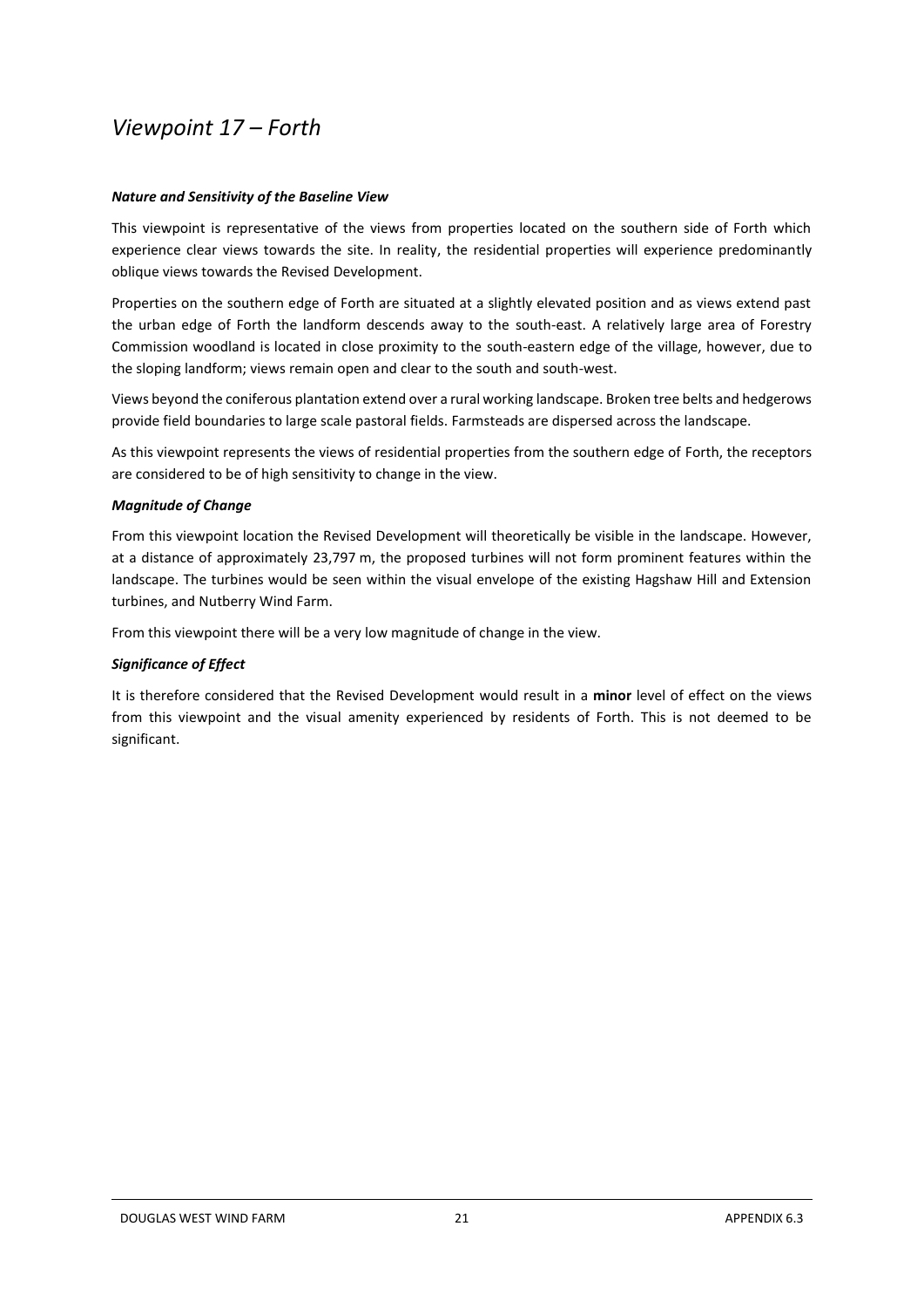# *Viewpoint 17 – Forth*

***Nature and Sensitivity of the Baseline View***

This viewpoint is representative of the views from properties located on the southern side of Forth which experience clear views towards the site. In reality, the residential properties will experience predominantly oblique views towards the Revised Development.

Properties on the southern edge of Forth are situated at a slightly elevated position and as views extend past the urban edge of Forth the landform descends away to the south-east. A relatively large area of Forestry Commission woodland is located in close proximity to the south-eastern edge of the village, however, due to the sloping landform; views remain open and clear to the south and south-west.

Views beyond the coniferous plantation extend over a rural working landscape. Broken tree belts and hedgerows provide field boundaries to large scale pastoral fields. Farmsteads are dispersed across the landscape.

As this viewpoint represents the views of residential properties from the southern edge of Forth, the receptors are considered to be of high sensitivity to change in the view.

***Magnitude of Change***

From this viewpoint location the Revised Development will theoretically be visible in the landscape. However, at a distance of approximately 23,797 m, the proposed turbines will not form prominent features within the landscape. The turbines would be seen within the visual envelope of the existing Hagshaw Hill and Extension turbines, and Nutberry Wind Farm.

From this viewpoint there will be a very low magnitude of change in the view.

***Significance of Effect***

It is therefore considered that the Revised Development would result in a **minor** level of effect on the views from this viewpoint and the visual amenity experienced by residents of Forth. This is not deemed to be significant.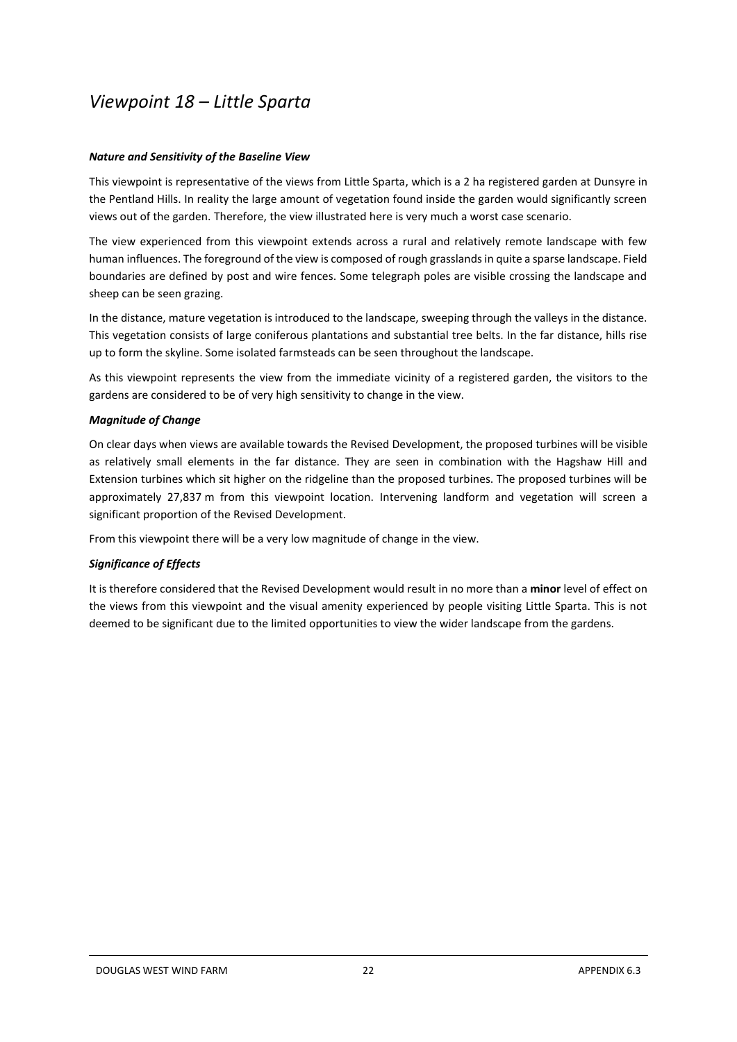# *Viewpoint 18 – Little Sparta*

***Nature and Sensitivity of the Baseline View***

This viewpoint is representative of the views from Little Sparta, which is a 2 ha registered garden at Dunsyre in the Pentland Hills. In reality the large amount of vegetation found inside the garden would significantly screen views out of the garden. Therefore, the view illustrated here is very much a worst case scenario.

The view experienced from this viewpoint extends across a rural and relatively remote landscape with few human influences. The foreground of the view is composed of rough grasslands in quite a sparse landscape. Field boundaries are defined by post and wire fences. Some telegraph poles are visible crossing the landscape and sheep can be seen grazing.

In the distance, mature vegetation is introduced to the landscape, sweeping through the valleys in the distance. This vegetation consists of large coniferous plantations and substantial tree belts. In the far distance, hills rise up to form the skyline. Some isolated farmsteads can be seen throughout the landscape.

As this viewpoint represents the view from the immediate vicinity of a registered garden, the visitors to the gardens are considered to be of very high sensitivity to change in the view.

***Magnitude of Change***

On clear days when views are available towards the Revised Development, the proposed turbines will be visible as relatively small elements in the far distance. They are seen in combination with the Hagshaw Hill and Extension turbines which sit higher on the ridgeline than the proposed turbines. The proposed turbines will be approximately 27,837 m from this viewpoint location. Intervening landform and vegetation will screen a significant proportion of the Revised Development.

From this viewpoint there will be a very low magnitude of change in the view.

***Significance of Effects***

It is therefore considered that the Revised Development would result in no more than a **minor** level of effect on the views from this viewpoint and the visual amenity experienced by people visiting Little Sparta. This is not deemed to be significant due to the limited opportunities to view the wider landscape from the gardens.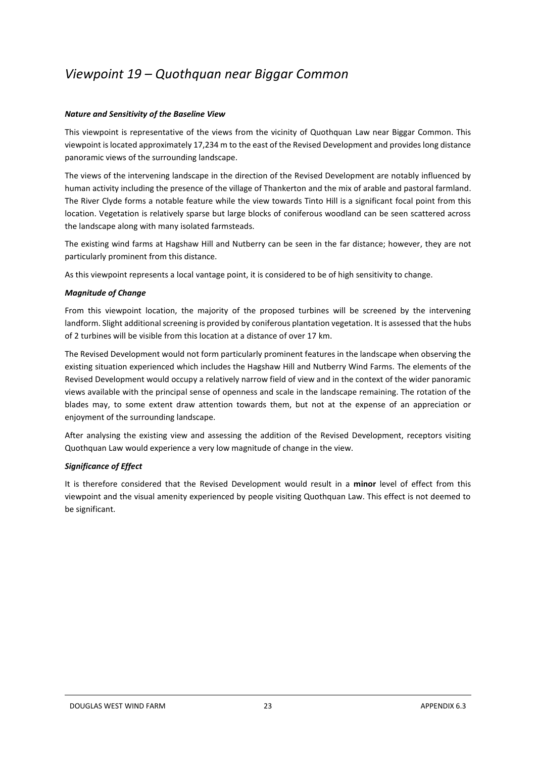## *Viewpoint 19 – Quothquan near Biggar Common*

***Nature and Sensitivity of the Baseline View***

This viewpoint is representative of the views from the vicinity of Quothquan Law near Biggar Common. This viewpoint is located approximately 17,234 m to the east of the Revised Development and provides long distance panoramic views of the surrounding landscape.

The views of the intervening landscape in the direction of the Revised Development are notably influenced by human activity including the presence of the village of Thankerton and the mix of arable and pastoral farmland. The River Clyde forms a notable feature while the view towards Tinto Hill is a significant focal point from this location. Vegetation is relatively sparse but large blocks of coniferous woodland can be seen scattered across the landscape along with many isolated farmsteads.

The existing wind farms at Hagshaw Hill and Nutberry can be seen in the far distance; however, they are not particularly prominent from this distance.

As this viewpoint represents a local vantage point, it is considered to be of high sensitivity to change.

***Magnitude of Change***

From this viewpoint location, the majority of the proposed turbines will be screened by the intervening landform. Slight additional screening is provided by coniferous plantation vegetation. It is assessed that the hubs of 2 turbines will be visible from this location at a distance of over 17 km.

The Revised Development would not form particularly prominent features in the landscape when observing the existing situation experienced which includes the Hagshaw Hill and Nutberry Wind Farms. The elements of the Revised Development would occupy a relatively narrow field of view and in the context of the wider panoramic views available with the principal sense of openness and scale in the landscape remaining. The rotation of the blades may, to some extent draw attention towards them, but not at the expense of an appreciation or enjoyment of the surrounding landscape.

After analysing the existing view and assessing the addition of the Revised Development, receptors visiting Quothquan Law would experience a very low magnitude of change in the view.

***Significance of Effect***

It is therefore considered that the Revised Development would result in a **minor** level of effect from this viewpoint and the visual amenity experienced by people visiting Quothquan Law. This effect is not deemed to be significant.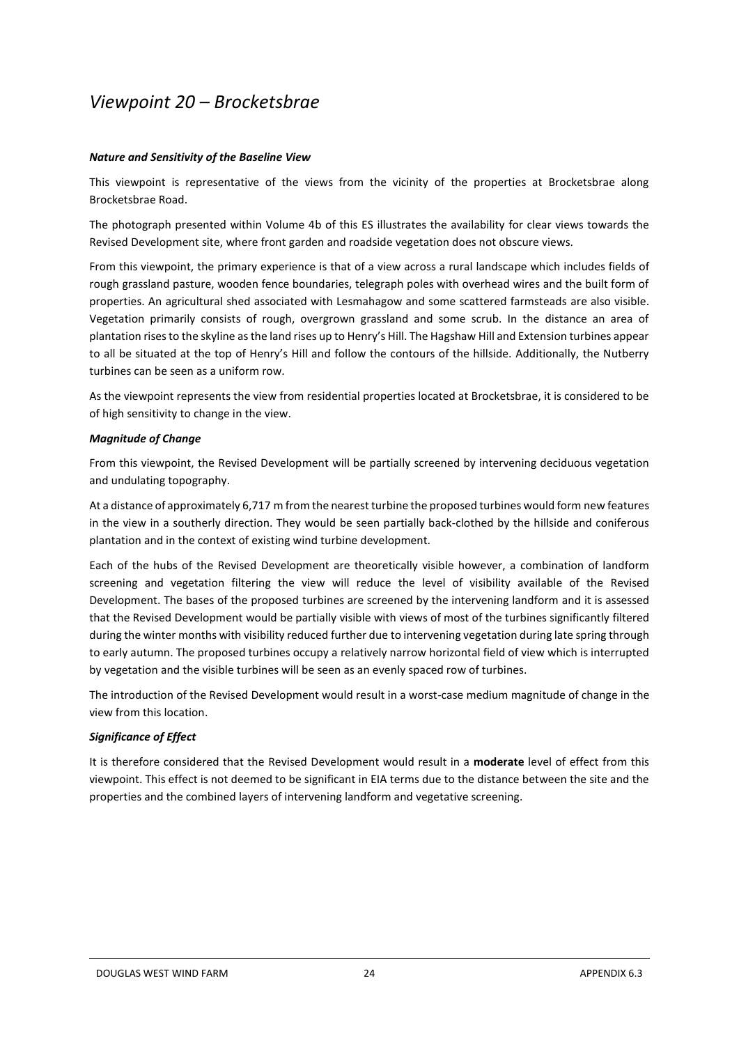# *Viewpoint 20 – Brocketsbrae*

***Nature and Sensitivity of the Baseline View***

This viewpoint is representative of the views from the vicinity of the properties at Brocketsbrae along Brocketsbrae Road.

The photograph presented within Volume 4b of this ES illustrates the availability for clear views towards the Revised Development site, where front garden and roadside vegetation does not obscure views.

From this viewpoint, the primary experience is that of a view across a rural landscape which includes fields of rough grassland pasture, wooden fence boundaries, telegraph poles with overhead wires and the built form of properties. An agricultural shed associated with Lesmahagow and some scattered farmsteads are also visible. Vegetation primarily consists of rough, overgrown grassland and some scrub. In the distance an area of plantation rises to the skyline as the land rises up to Henry's Hill. The Hagshaw Hill and Extension turbines appear to all be situated at the top of Henry's Hill and follow the contours of the hillside. Additionally, the Nutberry turbines can be seen as a uniform row.

As the viewpoint represents the view from residential properties located at Brocketsbrae, it is considered to be of high sensitivity to change in the view.

***Magnitude of Change***

From this viewpoint, the Revised Development will be partially screened by intervening deciduous vegetation and undulating topography.

At a distance of approximately 6,717 m from the nearest turbine the proposed turbines would form new features in the view in a southerly direction. They would be seen partially back-clothed by the hillside and coniferous plantation and in the context of existing wind turbine development.

Each of the hubs of the Revised Development are theoretically visible however, a combination of landform screening and vegetation filtering the view will reduce the level of visibility available of the Revised Development. The bases of the proposed turbines are screened by the intervening landform and it is assessed that the Revised Development would be partially visible with views of most of the turbines significantly filtered during the winter months with visibility reduced further due to intervening vegetation during late spring through to early autumn. The proposed turbines occupy a relatively narrow horizontal field of view which is interrupted by vegetation and the visible turbines will be seen as an evenly spaced row of turbines.

The introduction of the Revised Development would result in a worst-case medium magnitude of change in the view from this location.

***Significance of Effect***

It is therefore considered that the Revised Development would result in a **moderate** level of effect from this viewpoint. This effect is not deemed to be significant in EIA terms due to the distance between the site and the properties and the combined layers of intervening landform and vegetative screening.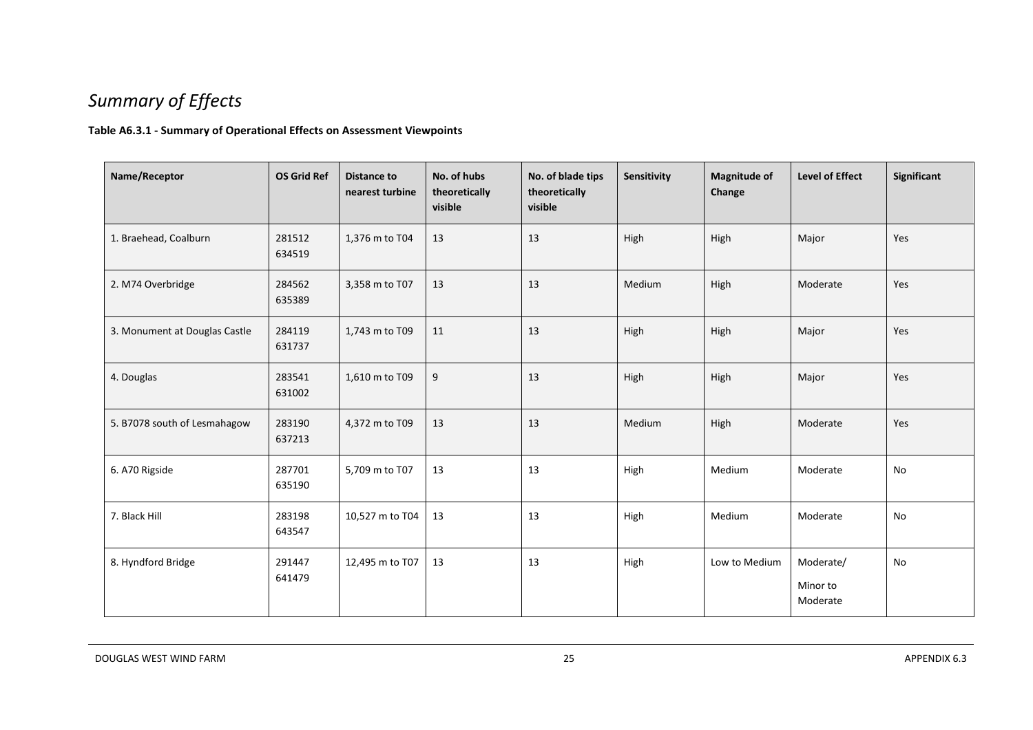## *Summary of Effects*

**Table A6.3.1 - Summary of Operational Effects on Assessment Viewpoints**

| Name/Receptor | OS Grid Ref | Distance to nearest turbine | No. of hubs theoretically visible | No. of blade tips theoretically visible | Sensitivity | Magnitude of Change | Level of Effect | Significant |
|---|---|---|---|---|---|---|---|---|
| 1. Braehead, Coalburn | 281512 634519 | 1,376 m to T04 | 13 | 13 | High | High | Major | Yes |
| 2. M74 Overbridge | 284562 635389 | 3,358 m to T07 | 13 | 13 | Medium | High | Moderate | Yes |
| 3. Monument at Douglas Castle | 284119 631737 | 1,743 m to T09 | 11 | 13 | High | High | Major | Yes |
| 4. Douglas | 283541 631002 | 1,610 m to T09 | 9 | 13 | High | High | Major | Yes |
| 5. B7078 south of Lesmahagow | 283190 637213 | 4,372 m to T09 | 13 | 13 | Medium | High | Moderate | Yes |
| 6. A70 Rigside | 287701 635190 | 5,709 m to T07 | 13 | 13 | High | Medium | Moderate | No |
| 7. Black Hill | 283198 643547 | 10,527 m to T04 | 13 | 13 | High | Medium | Moderate | No |
| 8. Hyndford Bridge | 291447 641479 | 12,495 m to T07 | 13 | 13 | High | Low to Medium | Moderate/ Minor to Moderate | No |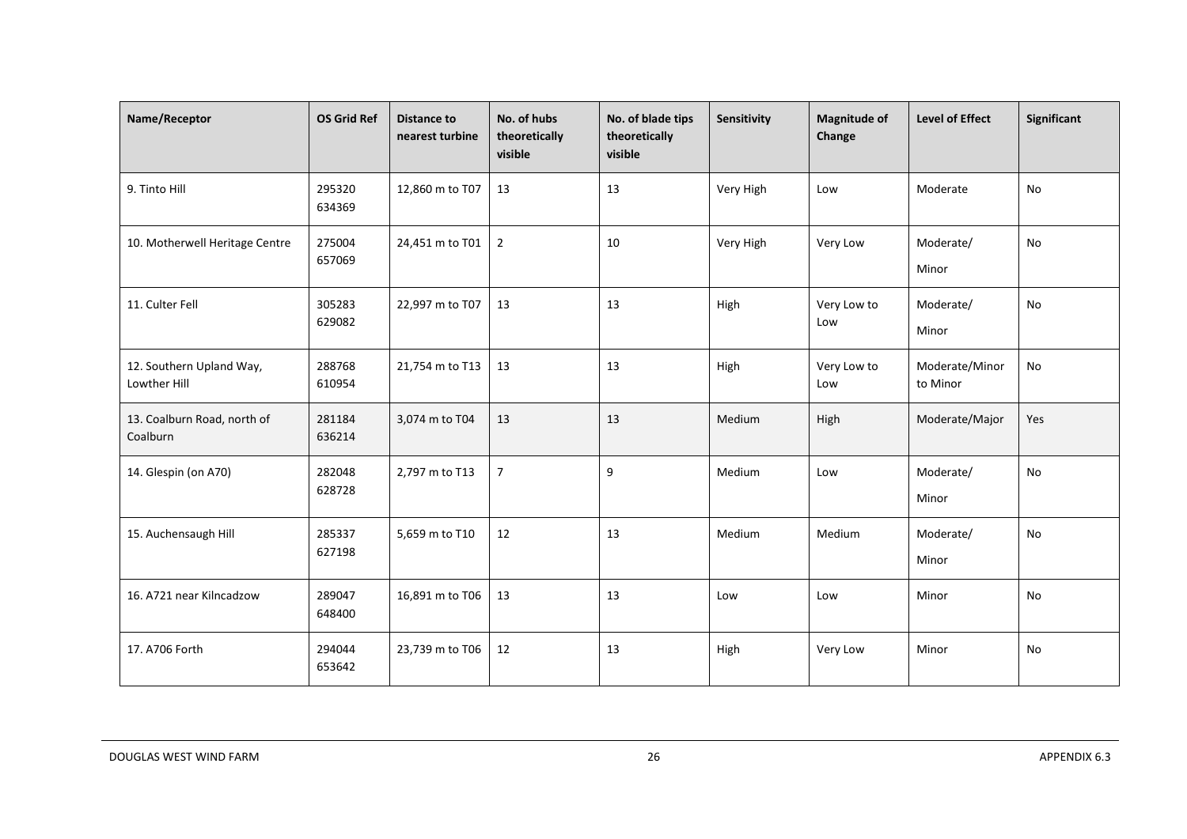| Name/Receptor | OS Grid Ref | Distance to nearest turbine | No. of hubs theoretically visible | No. of blade tips theoretically visible | Sensitivity | Magnitude of Change | Level of Effect | Significant |
|---|---|---|---|---|---|---|---|---|
| 9. Tinto Hill | 295320 634369 | 12,860 m to T07 | 13 | 13 | Very High | Low | Moderate | No |
| 10. Motherwell Heritage Centre | 275004 657069 | 24,451 m to T01 | 2 | 10 | Very High | Very Low | Moderate/ Minor | No |
| 11. Culter Fell | 305283 629082 | 22,997 m to T07 | 13 | 13 | High | Very Low to Low | Moderate/ Minor | No |
| 12. Southern Upland Way, Lowther Hill | 288768 610954 | 21,754 m to T13 | 13 | 13 | High | Very Low to Low | Moderate/Minor to Minor | No |
| 13. Coalburn Road, north of Coalburn | 281184 636214 | 3,074 m to T04 | 13 | 13 | Medium | High | Moderate/Major | Yes |
| 14. Glespin (on A70) | 282048 628728 | 2,797 m to T13 | 7 | 9 | Medium | Low | Moderate/ Minor | No |
| 15. Auchensaugh Hill | 285337 627198 | 5,659 m to T10 | 12 | 13 | Medium | Medium | Moderate/ Minor | No |
| 16. A721 near Kilncadzow | 289047 648400 | 16,891 m to T06 | 13 | 13 | Low | Low | Minor | No |
| 17. A706 Forth | 294044 653642 | 23,739 m to T06 | 12 | 13 | High | Very Low | Minor | No |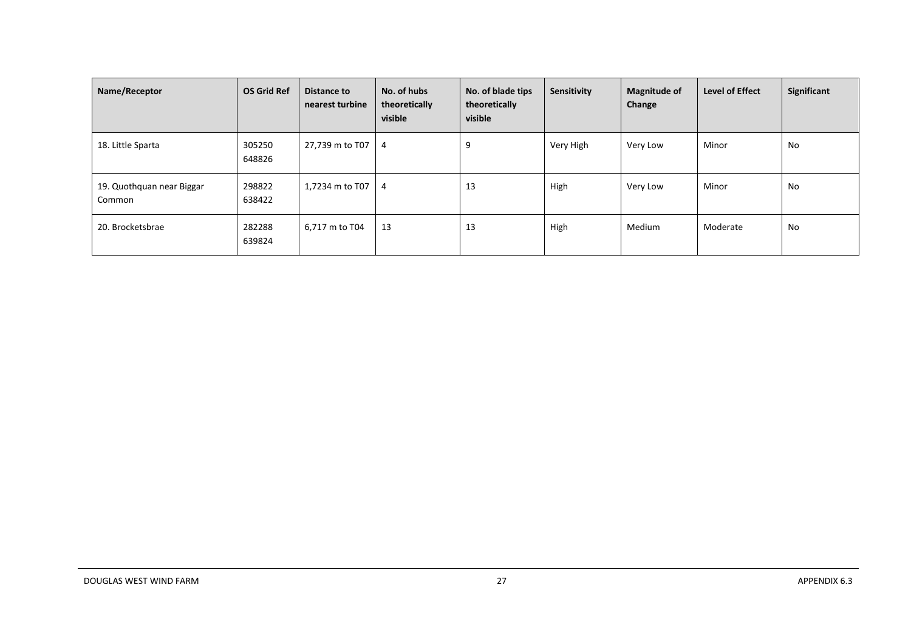| Name/Receptor | OS Grid Ref | Distance to nearest turbine | No. of hubs theoretically visible | No. of blade tips theoretically visible | Sensitivity | Magnitude of Change | Level of Effect | Significant |
|---|---|---|---|---|---|---|---|---|
| 18. Little Sparta | 305250 648826 | 27,739 m to T07 | 4 | 9 | Very High | Very Low | Minor | No |
| 19. Quothquan near Biggar Common | 298822 638422 | 1,7234 m to T07 | 4 | 13 | High | Very Low | Minor | No |
| 20. Brocketsbrae | 282288 639824 | 6,717 m to T04 | 13 | 13 | High | Medium | Moderate | No |